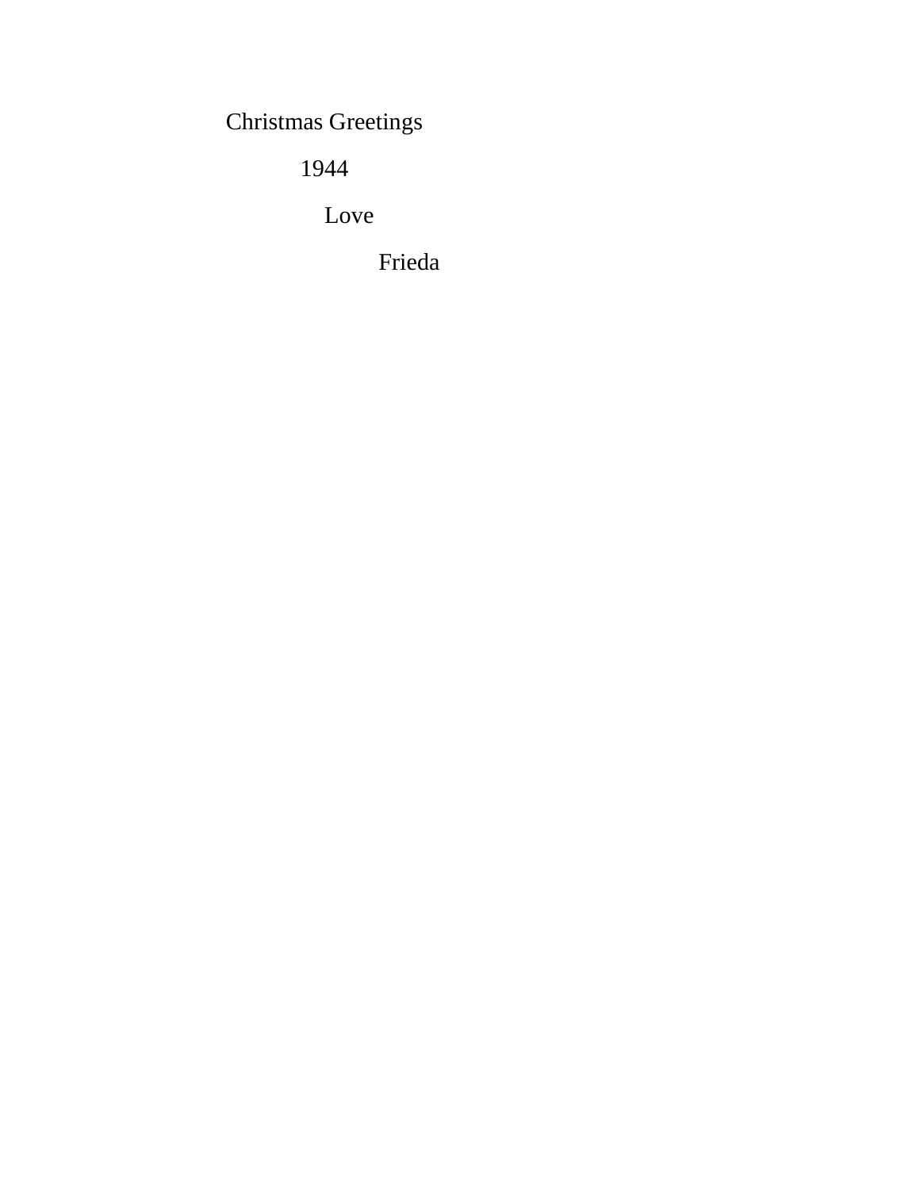Christmas Greetings

1944

Love

Frieda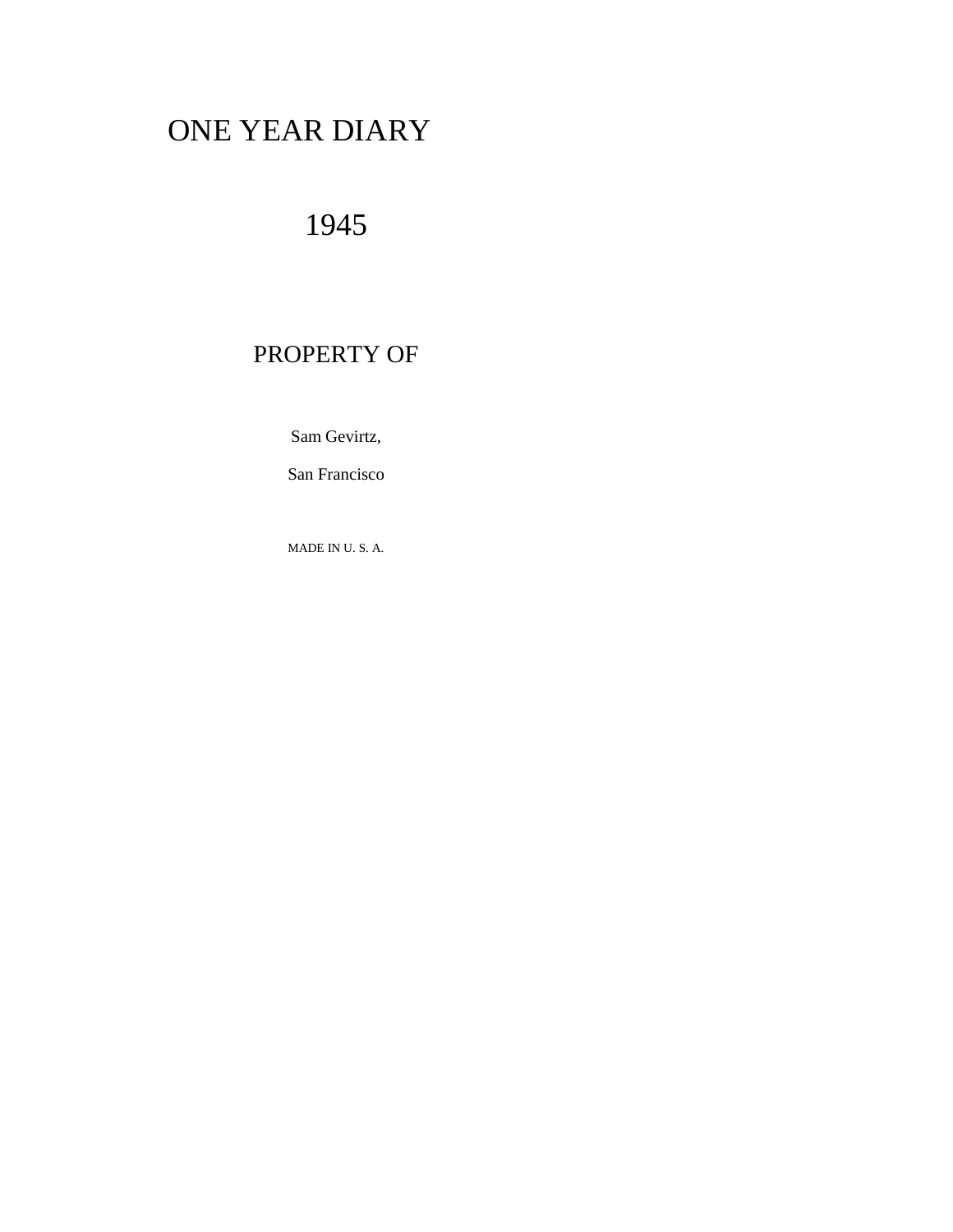# ONE YEAR DIARY

## 1945

PROPERTY OF

Sam Gevirtz,

San Francisco

MADE IN U. S. A.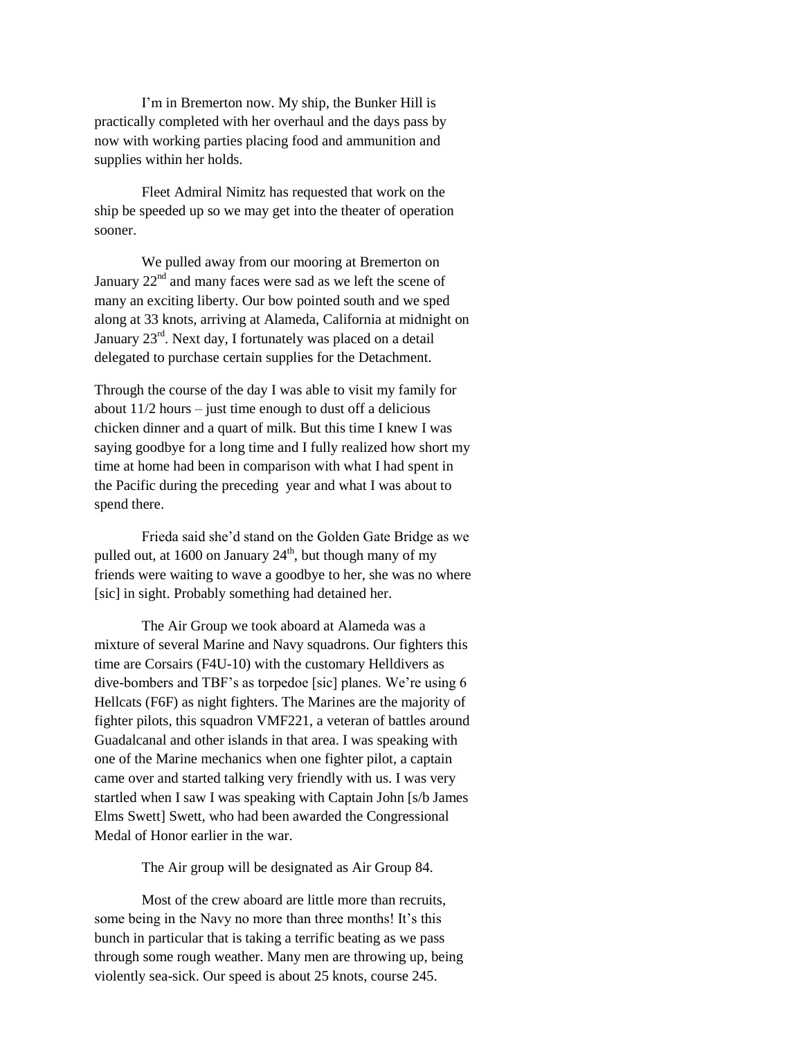I'm in Bremerton now. My ship, the Bunker Hill is practically completed with her overhaul and the days pass by now with working parties placing food and ammunition and supplies within her holds.

Fleet Admiral Nimitz has requested that work on the ship be speeded up so we may get into the theater of operation sooner.

We pulled away from our mooring at Bremerton on January 22nd and many faces were sad as we left the scene of many an exciting liberty. Our bow pointed south and we sped along at 33 knots, arriving at Alameda, California at midnight on January 23rd. Next day, I fortunately was placed on a detail delegated to purchase certain supplies for the Detachment.

Through the course of the day I was able to visit my family for about 11/2 hours – just time enough to dust off a delicious chicken dinner and a quart of milk. But this time I knew I was saying goodbye for a long time and I fully realized how short my time at home had been in comparison with what I had spent in the Pacific during the preceding year and what I was about to spend there.

Frieda said she'd stand on the Golden Gate Bridge as we pulled out, at 1600 on January 24th, but though many of my friends were waiting to wave a goodbye to her, she was no where [sic] in sight. Probably something had detained her.

The Air Group we took aboard at Alameda was a mixture of several Marine and Navy squadrons. Our fighters this time are Corsairs (F4U-10) with the customary Helldivers as dive-bombers and TBF's as torpedoe [sic] planes. We're using 6 Hellcats (F6F) as night fighters. The Marines are the majority of fighter pilots, this squadron VMF221, a veteran of battles around Guadalcanal and other islands in that area. I was speaking with one of the Marine mechanics when one fighter pilot, a captain came over and started talking very friendly with us. I was very startled when I saw I was speaking with Captain John [s/b James Elms Swett] Swett, who had been awarded the Congressional Medal of Honor earlier in the war.

The Air group will be designated as Air Group 84.

Most of the crew aboard are little more than recruits, some being in the Navy no more than three months! It's this bunch in particular that is taking a terrific beating as we pass through some rough weather. Many men are throwing up, being violently sea-sick. Our speed is about 25 knots, course 245.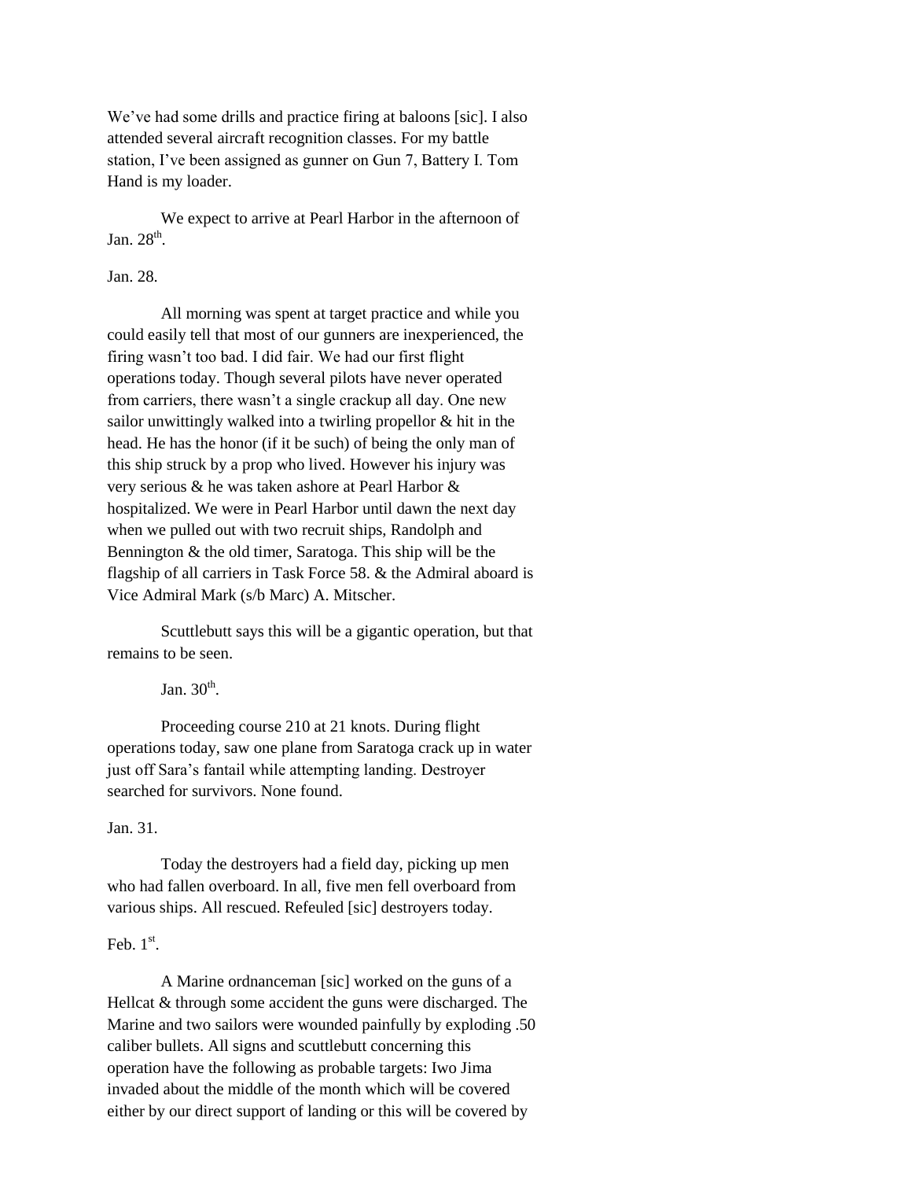We've had some drills and practice firing at baloons [sic]. I also attended several aircraft recognition classes. For my battle station, I've been assigned as gunner on Gun 7, Battery I. Tom Hand is my loader.

We expect to arrive at Pearl Harbor in the afternoon of Jan. 28th.

Jan. 28.

All morning was spent at target practice and while you could easily tell that most of our gunners are inexperienced, the firing wasn't too bad. I did fair. We had our first flight operations today. Though several pilots have never operated from carriers, there wasn't a single crackup all day. One new sailor unwittingly walked into a twirling propellor & hit in the head. He has the honor (if it be such) of being the only man of this ship struck by a prop who lived. However his injury was very serious & he was taken ashore at Pearl Harbor & hospitalized. We were in Pearl Harbor until dawn the next day when we pulled out with two recruit ships, Randolph and Bennington & the old timer, Saratoga. This ship will be the flagship of all carriers in Task Force 58. & the Admiral aboard is Vice Admiral Mark (s/b Marc) A. Mitscher.

Scuttlebutt says this will be a gigantic operation, but that remains to be seen.

Jan. 30th.

Proceeding course 210 at 21 knots. During flight operations today, saw one plane from Saratoga crack up in water just off Sara's fantail while attempting landing. Destroyer searched for survivors. None found.

Jan. 31.

Today the destroyers had a field day, picking up men who had fallen overboard. In all, five men fell overboard from various ships. All rescued. Refeuled [sic] destroyers today.

Feb. 1st.

A Marine ordnanceman [sic] worked on the guns of a Hellcat & through some accident the guns were discharged. The Marine and two sailors were wounded painfully by exploding .50 caliber bullets. All signs and scuttlebutt concerning this operation have the following as probable targets: Iwo Jima invaded about the middle of the month which will be covered either by our direct support of landing or this will be covered by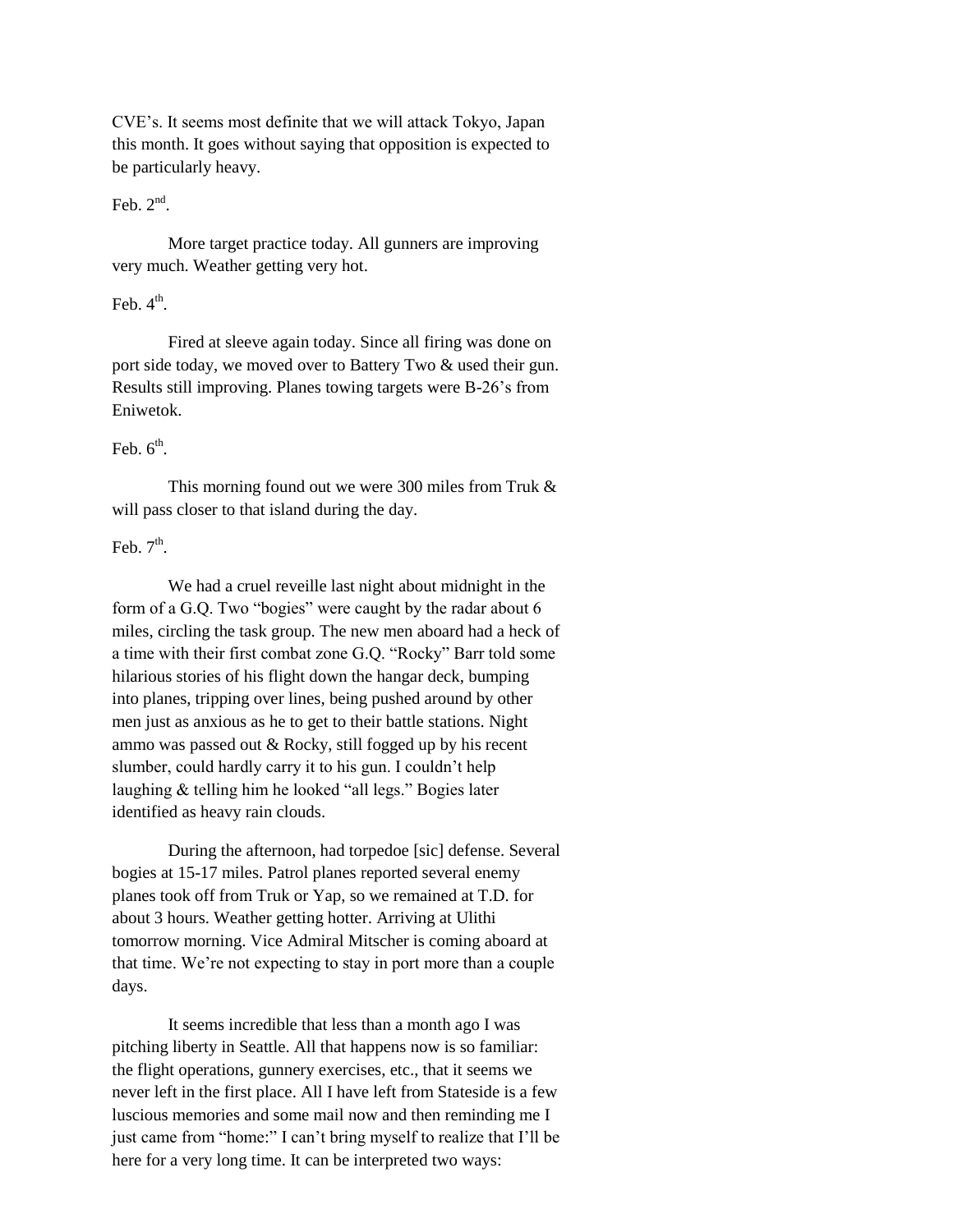CVE's. It seems most definite that we will attack Tokyo, Japan this month. It goes without saying that opposition is expected to be particularly heavy.

Feb. 2nd.

More target practice today. All gunners are improving very much. Weather getting very hot.

Feb. 4th.

Fired at sleeve again today. Since all firing was done on port side today, we moved over to Battery Two & used their gun. Results still improving. Planes towing targets were B-26's from Eniwetok.

Feb. 6th.

This morning found out we were 300 miles from Truk & will pass closer to that island during the day.

Feb. 7th.

We had a cruel reveille last night about midnight in the form of a G.Q. Two "bogies" were caught by the radar about 6 miles, circling the task group. The new men aboard had a heck of a time with their first combat zone G.Q. "Rocky" Barr told some hilarious stories of his flight down the hangar deck, bumping into planes, tripping over lines, being pushed around by other men just as anxious as he to get to their battle stations. Night ammo was passed out & Rocky, still fogged up by his recent slumber, could hardly carry it to his gun. I couldn't help laughing & telling him he looked "all legs." Bogies later identified as heavy rain clouds.

During the afternoon, had torpedoe [sic] defense. Several bogies at 15-17 miles. Patrol planes reported several enemy planes took off from Truk or Yap, so we remained at T.D. for about 3 hours. Weather getting hotter. Arriving at Ulithi tomorrow morning. Vice Admiral Mitscher is coming aboard at that time. We're not expecting to stay in port more than a couple days.

It seems incredible that less than a month ago I was pitching liberty in Seattle. All that happens now is so familiar: the flight operations, gunnery exercises, etc., that it seems we never left in the first place. All I have left from Stateside is a few luscious memories and some mail now and then reminding me I just came from "home:" I can't bring myself to realize that I'll be here for a very long time. It can be interpreted two ways: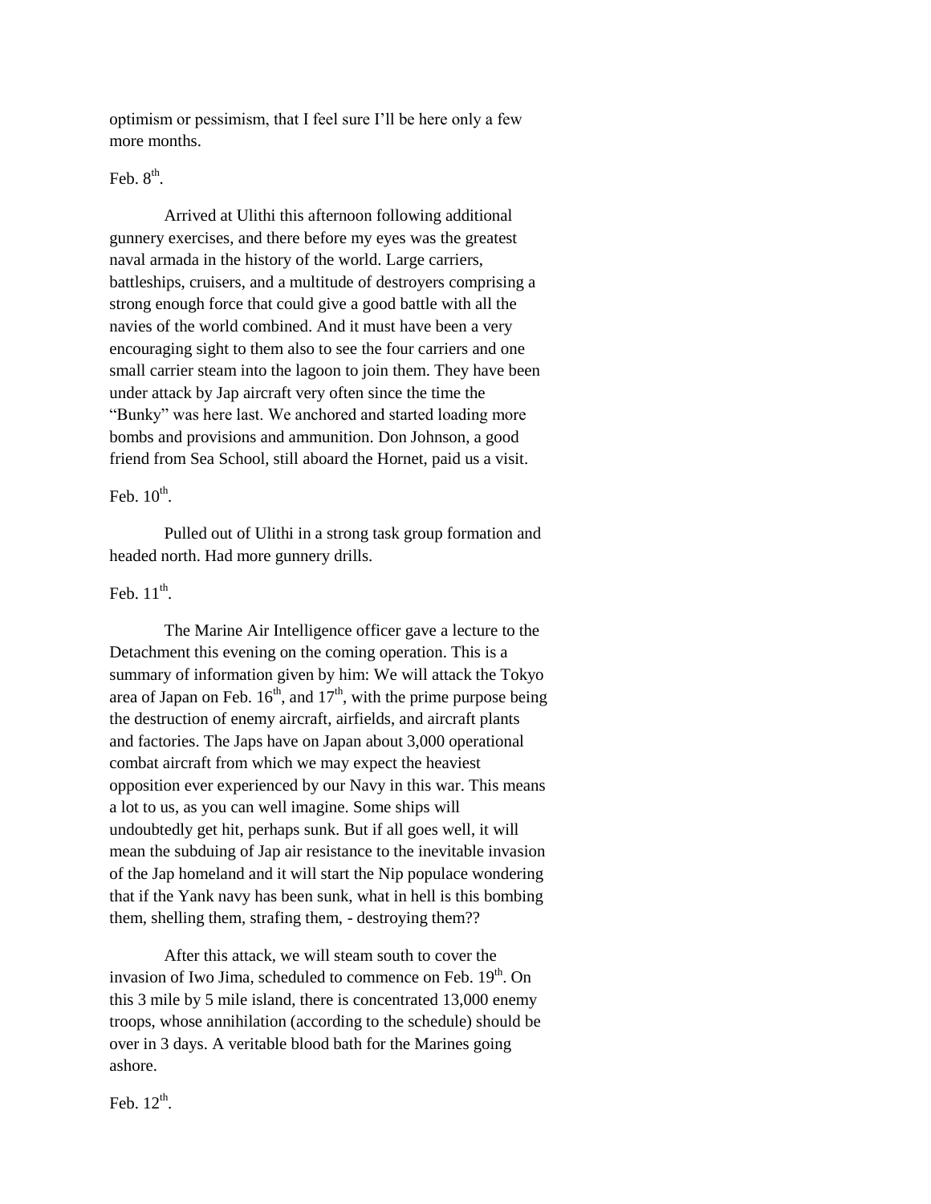optimism or pessimism, that I feel sure I'll be here only a few more months.

Feb. 8th.

Arrived at Ulithi this afternoon following additional gunnery exercises, and there before my eyes was the greatest naval armada in the history of the world. Large carriers, battleships, cruisers, and a multitude of destroyers comprising a strong enough force that could give a good battle with all the navies of the world combined. And it must have been a very encouraging sight to them also to see the four carriers and one small carrier steam into the lagoon to join them. They have been under attack by Jap aircraft very often since the time the "Bunky" was here last. We anchored and started loading more bombs and provisions and ammunition. Don Johnson, a good friend from Sea School, still aboard the Hornet, paid us a visit.

Feb. 10th.

Pulled out of Ulithi in a strong task group formation and headed north. Had more gunnery drills.

Feb. 11th.

The Marine Air Intelligence officer gave a lecture to the Detachment this evening on the coming operation. This is a summary of information given by him: We will attack the Tokyo area of Japan on Feb. 16th, and 17th, with the prime purpose being the destruction of enemy aircraft, airfields, and aircraft plants and factories. The Japs have on Japan about 3,000 operational combat aircraft from which we may expect the heaviest opposition ever experienced by our Navy in this war. This means a lot to us, as you can well imagine. Some ships will undoubtedly get hit, perhaps sunk. But if all goes well, it will mean the subduing of Jap air resistance to the inevitable invasion of the Jap homeland and it will start the Nip populace wondering that if the Yank navy has been sunk, what in hell is this bombing them, shelling them, strafing them, - destroying them??

After this attack, we will steam south to cover the invasion of Iwo Jima, scheduled to commence on Feb. 19th. On this 3 mile by 5 mile island, there is concentrated 13,000 enemy troops, whose annihilation (according to the schedule) should be over in 3 days. A veritable blood bath for the Marines going ashore.

Feb. 12th.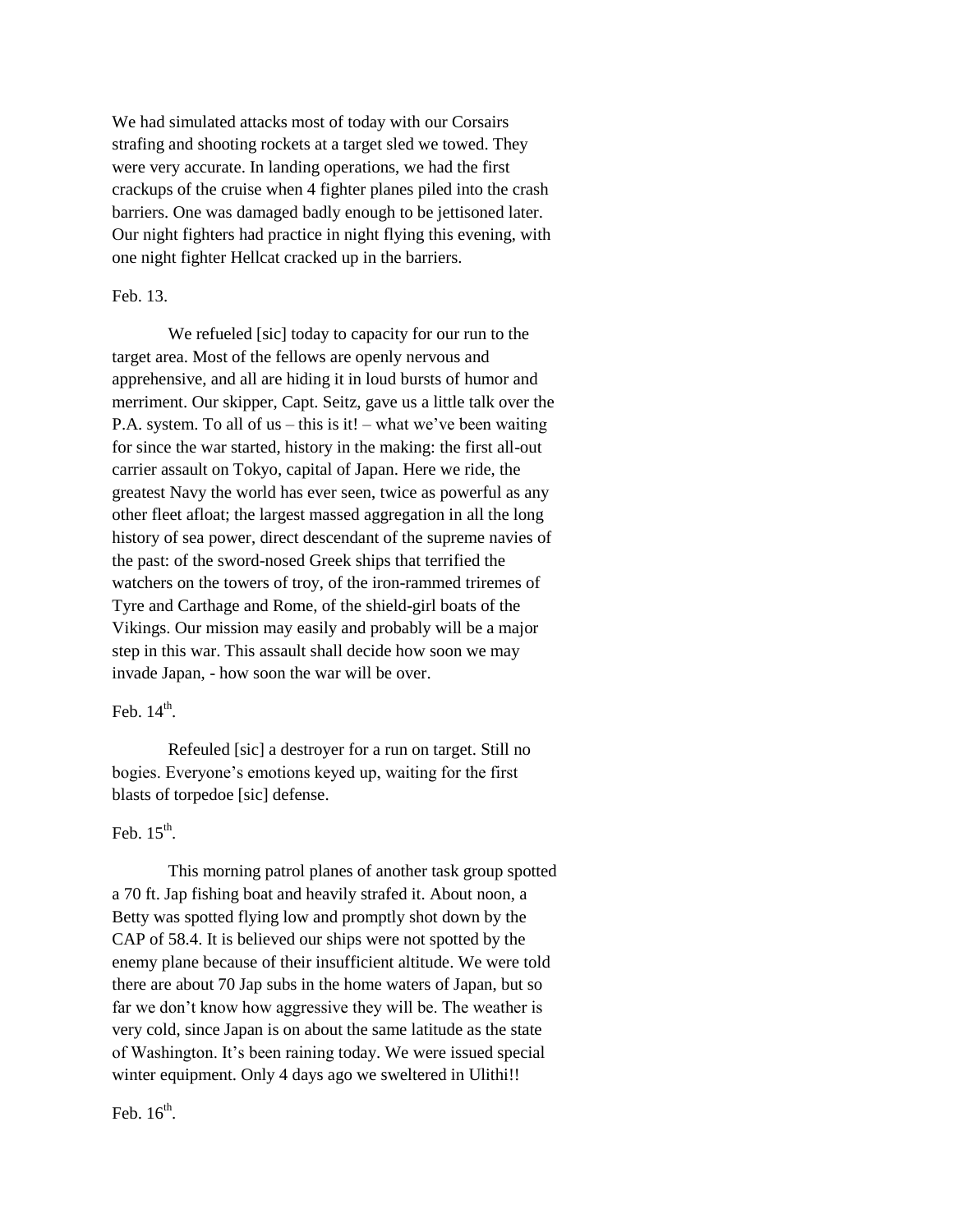We had simulated attacks most of today with our Corsairs strafing and shooting rockets at a target sled we towed. They were very accurate. In landing operations, we had the first crackups of the cruise when 4 fighter planes piled into the crash barriers. One was damaged badly enough to be jettisoned later. Our night fighters had practice in night flying this evening, with one night fighter Hellcat cracked up in the barriers.

Feb. 13.

We refueled [sic] today to capacity for our run to the target area. Most of the fellows are openly nervous and apprehensive, and all are hiding it in loud bursts of humor and merriment. Our skipper, Capt. Seitz, gave us a little talk over the P.A. system. To all of us – this is it! – what we've been waiting for since the war started, history in the making: the first all-out carrier assault on Tokyo, capital of Japan. Here we ride, the greatest Navy the world has ever seen, twice as powerful as any other fleet afloat; the largest massed aggregation in all the long history of sea power, direct descendant of the supreme navies of the past: of the sword-nosed Greek ships that terrified the watchers on the towers of troy, of the iron-rammed triremes of Tyre and Carthage and Rome, of the shield-girl boats of the Vikings. Our mission may easily and probably will be a major step in this war. This assault shall decide how soon we may invade Japan, - how soon the war will be over.

Feb. 14th.

Refeuled [sic] a destroyer for a run on target. Still no bogies. Everyone's emotions keyed up, waiting for the first blasts of torpedoe [sic] defense.

Feb. 15th.

This morning patrol planes of another task group spotted a 70 ft. Jap fishing boat and heavily strafed it. About noon, a Betty was spotted flying low and promptly shot down by the CAP of 58.4. It is believed our ships were not spotted by the enemy plane because of their insufficient altitude. We were told there are about 70 Jap subs in the home waters of Japan, but so far we don't know how aggressive they will be. The weather is very cold, since Japan is on about the same latitude as the state of Washington. It's been raining today. We were issued special winter equipment. Only 4 days ago we sweltered in Ulithi!!

Feb. 16th.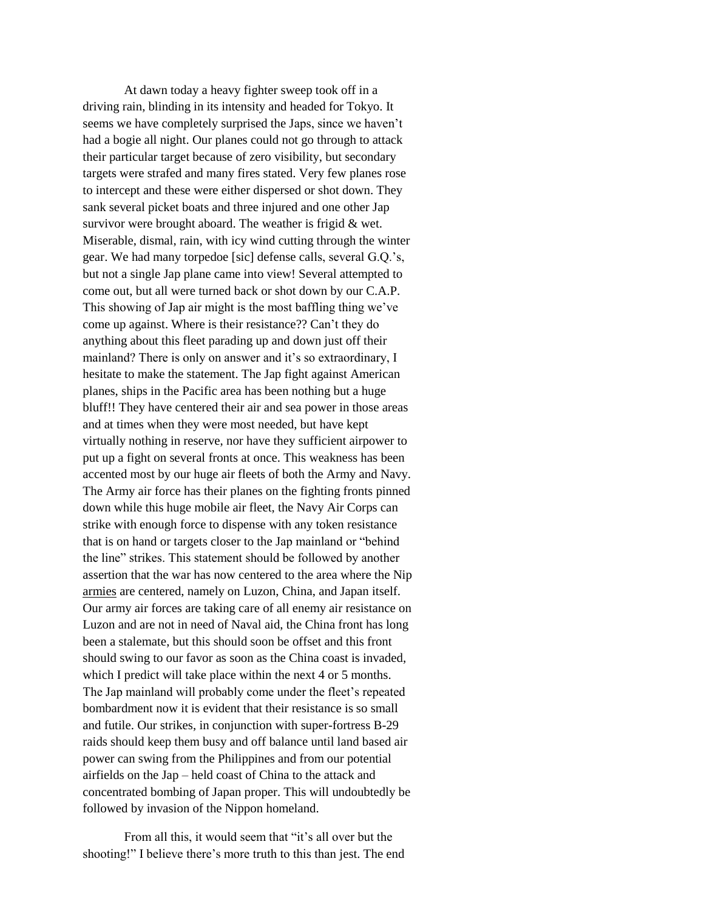At dawn today a heavy fighter sweep took off in a driving rain, blinding in its intensity and headed for Tokyo. It seems we have completely surprised the Japs, since we haven't had a bogie all night. Our planes could not go through to attack their particular target because of zero visibility, but secondary targets were strafed and many fires stated. Very few planes rose to intercept and these were either dispersed or shot down. They sank several picket boats and three injured and one other Jap survivor were brought aboard. The weather is frigid & wet. Miserable, dismal, rain, with icy wind cutting through the winter gear. We had many torpedoe [sic] defense calls, several G.Q.'s, but not a single Jap plane came into view! Several attempted to come out, but all were turned back or shot down by our C.A.P. This showing of Jap air might is the most baffling thing we've come up against. Where is their resistance?? Can't they do anything about this fleet parading up and down just off their mainland? There is only on answer and it's so extraordinary, I hesitate to make the statement. The Jap fight against American planes, ships in the Pacific area has been nothing but a huge bluff!! They have centered their air and sea power in those areas and at times when they were most needed, but have kept virtually nothing in reserve, nor have they sufficient airpower to put up a fight on several fronts at once. This weakness has been accented most by our huge air fleets of both the Army and Navy. The Army air force has their planes on the fighting fronts pinned down while this huge mobile air fleet, the Navy Air Corps can strike with enough force to dispense with any token resistance that is on hand or targets closer to the Jap mainland or "behind the line" strikes. This statement should be followed by another assertion that the war has now centered to the area where the Nip <u>armies</u> are centered, namely on Luzon, China, and Japan itself. Our army air forces are taking care of all enemy air resistance on Luzon and are not in need of Naval aid, the China front has long been a stalemate, but this should soon be offset and this front should swing to our favor as soon as the China coast is invaded, which I predict will take place within the next 4 or 5 months. The Jap mainland will probably come under the fleet's repeated bombardment now it is evident that their resistance is so small and futile. Our strikes, in conjunction with super-fortress B-29 raids should keep them busy and off balance until land based air power can swing from the Philippines and from our potential airfields on the Jap – held coast of China to the attack and concentrated bombing of Japan proper. This will undoubtedly be followed by invasion of the Nippon homeland.

From all this, it would seem that "it's all over but the shooting!" I believe there's more truth to this than jest. The end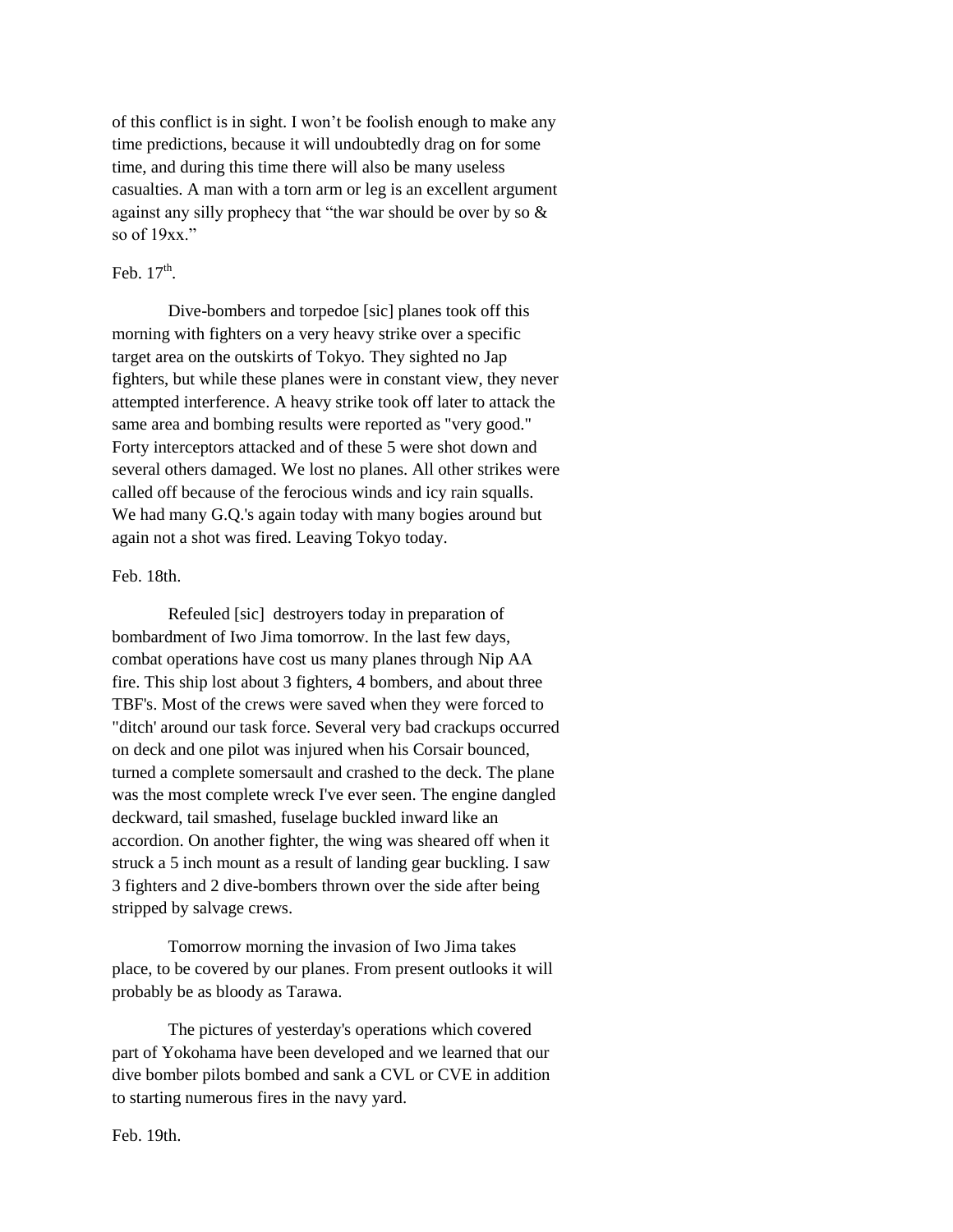of this conflict is in sight. I won't be foolish enough to make any time predictions, because it will undoubtedly drag on for some time, and during this time there will also be many useless casualties. A man with a torn arm or leg is an excellent argument against any silly prophecy that "the war should be over by so & so of 19xx."

Feb. 17th.

Dive-bombers and torpedoe [sic] planes took off this morning with fighters on a very heavy strike over a specific target area on the outskirts of Tokyo. They sighted no Jap fighters, but while these planes were in constant view, they never attempted interference. A heavy strike took off later to attack the same area and bombing results were reported as "very good." Forty interceptors attacked and of these 5 were shot down and several others damaged. We lost no planes. All other strikes were called off because of the ferocious winds and icy rain squalls. We had many G.Q.'s again today with many bogies around but again not a shot was fired. Leaving Tokyo today.

Feb. 18th.

Refeuled [sic] destroyers today in preparation of bombardment of Iwo Jima tomorrow. In the last few days, combat operations have cost us many planes through Nip AA fire. This ship lost about 3 fighters, 4 bombers, and about three TBF's. Most of the crews were saved when they were forced to "ditch' around our task force. Several very bad crackups occurred on deck and one pilot was injured when his Corsair bounced, turned a complete somersault and crashed to the deck. The plane was the most complete wreck I've ever seen. The engine dangled deckward, tail smashed, fuselage buckled inward like an accordion. On another fighter, the wing was sheared off when it struck a 5 inch mount as a result of landing gear buckling. I saw 3 fighters and 2 dive-bombers thrown over the side after being stripped by salvage crews.

Tomorrow morning the invasion of Iwo Jima takes place, to be covered by our planes. From present outlooks it will probably be as bloody as Tarawa.

The pictures of yesterday's operations which covered part of Yokohama have been developed and we learned that our dive bomber pilots bombed and sank a CVL or CVE in addition to starting numerous fires in the navy yard.

Feb. 19th.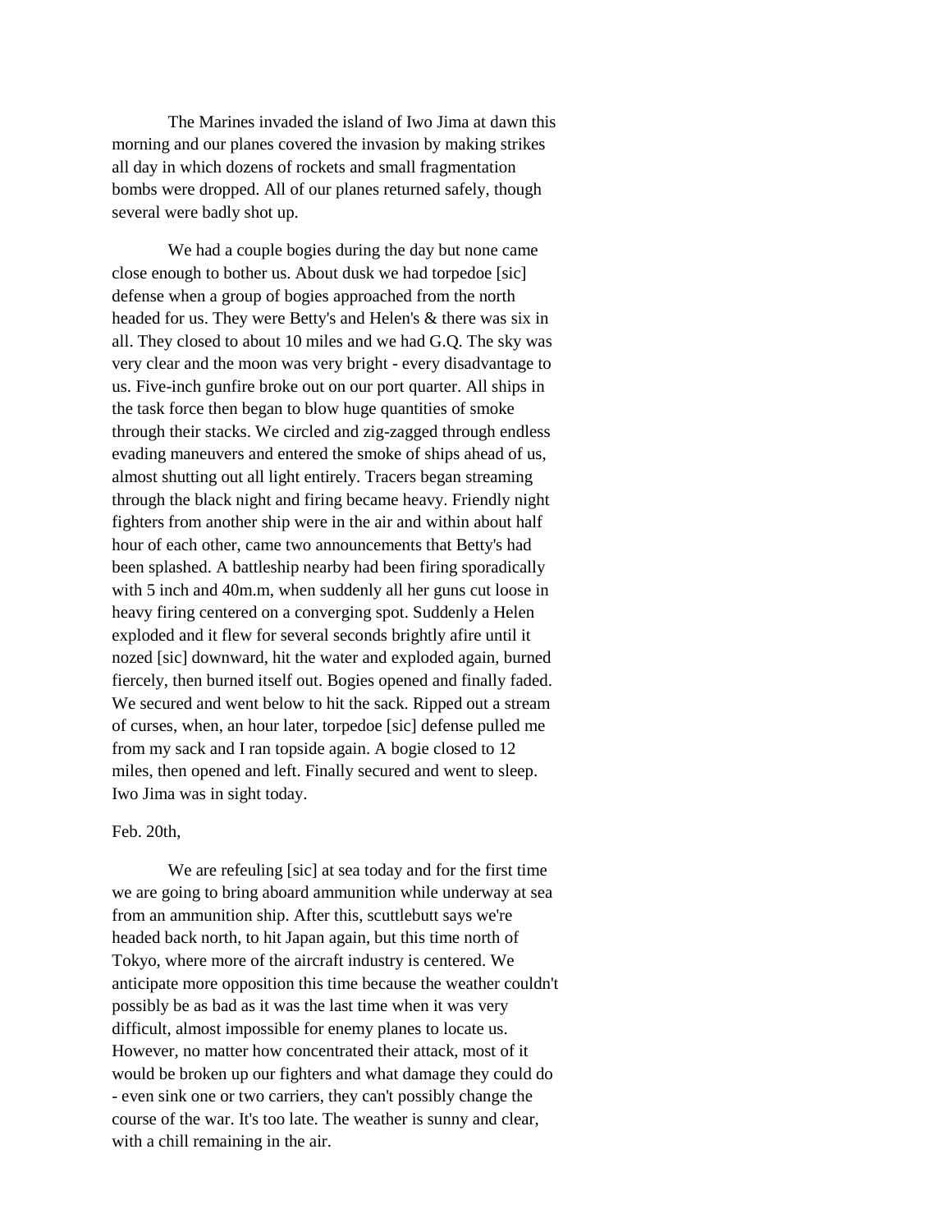The Marines invaded the island of Iwo Jima at dawn this morning and our planes covered the invasion by making strikes all day in which dozens of rockets and small fragmentation bombs were dropped. All of our planes returned safely, though several were badly shot up.

We had a couple bogies during the day but none came close enough to bother us. About dusk we had torpedoe [sic] defense when a group of bogies approached from the north headed for us. They were Betty's and Helen's & there was six in all. They closed to about 10 miles and we had G.Q. The sky was very clear and the moon was very bright - every disadvantage to us. Five-inch gunfire broke out on our port quarter. All ships in the task force then began to blow huge quantities of smoke through their stacks. We circled and zig-zagged through endless evading maneuvers and entered the smoke of ships ahead of us, almost shutting out all light entirely. Tracers began streaming through the black night and firing became heavy. Friendly night fighters from another ship were in the air and within about half hour of each other, came two announcements that Betty's had been splashed. A battleship nearby had been firing sporadically with 5 inch and 40m.m, when suddenly all her guns cut loose in heavy firing centered on a converging spot. Suddenly a Helen exploded and it flew for several seconds brightly afire until it nozed [sic] downward, hit the water and exploded again, burned fiercely, then burned itself out. Bogies opened and finally faded. We secured and went below to hit the sack. Ripped out a stream of curses, when, an hour later, torpedoe [sic] defense pulled me from my sack and I ran topside again. A bogie closed to 12 miles, then opened and left. Finally secured and went to sleep. Iwo Jima was in sight today.

Feb. 20th,

We are refeuling [sic] at sea today and for the first time we are going to bring aboard ammunition while underway at sea from an ammunition ship. After this, scuttlebutt says we're headed back north, to hit Japan again, but this time north of Tokyo, where more of the aircraft industry is centered. We anticipate more opposition this time because the weather couldn't possibly be as bad as it was the last time when it was very difficult, almost impossible for enemy planes to locate us. However, no matter how concentrated their attack, most of it would be broken up our fighters and what damage they could do - even sink one or two carriers, they can't possibly change the course of the war. It's too late. The weather is sunny and clear, with a chill remaining in the air.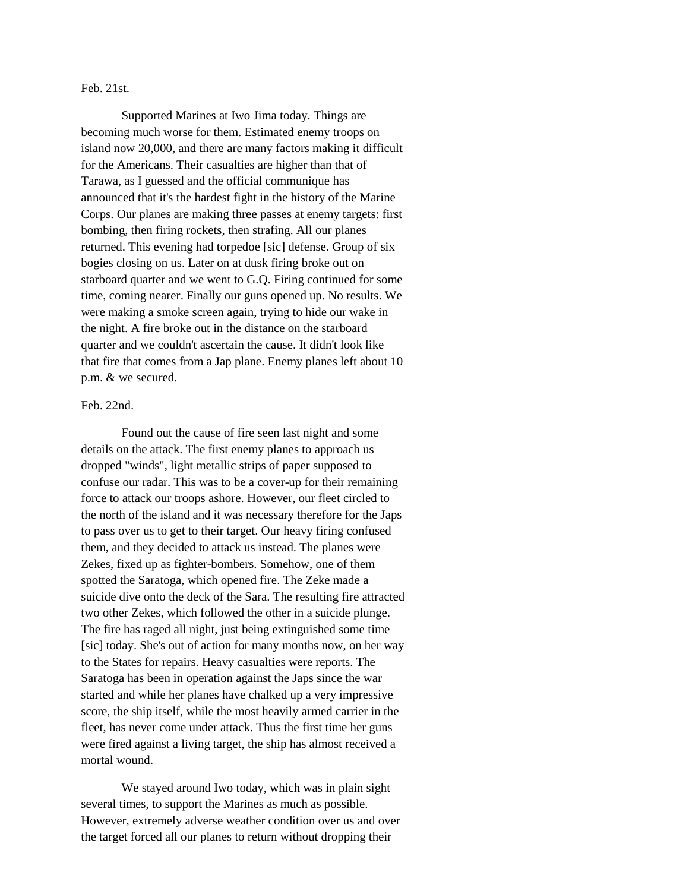Feb. 21st.

Supported Marines at Iwo Jima today. Things are becoming much worse for them. Estimated enemy troops on island now 20,000, and there are many factors making it difficult for the Americans. Their casualties are higher than that of Tarawa, as I guessed and the official communique has announced that it's the hardest fight in the history of the Marine Corps. Our planes are making three passes at enemy targets: first bombing, then firing rockets, then strafing. All our planes returned. This evening had torpedoe [sic] defense. Group of six bogies closing on us. Later on at dusk firing broke out on starboard quarter and we went to G.Q. Firing continued for some time, coming nearer. Finally our guns opened up. No results. We were making a smoke screen again, trying to hide our wake in the night. A fire broke out in the distance on the starboard quarter and we couldn't ascertain the cause. It didn't look like that fire that comes from a Jap plane. Enemy planes left about 10 p.m. & we secured.

Feb. 22nd.

Found out the cause of fire seen last night and some details on the attack. The first enemy planes to approach us dropped "winds", light metallic strips of paper supposed to confuse our radar. This was to be a cover-up for their remaining force to attack our troops ashore. However, our fleet circled to the north of the island and it was necessary therefore for the Japs to pass over us to get to their target. Our heavy firing confused them, and they decided to attack us instead. The planes were Zekes, fixed up as fighter-bombers. Somehow, one of them spotted the Saratoga, which opened fire. The Zeke made a suicide dive onto the deck of the Sara. The resulting fire attracted two other Zekes, which followed the other in a suicide plunge. The fire has raged all night, just being extinguished some time [sic] today. She's out of action for many months now, on her way to the States for repairs. Heavy casualties were reports. The Saratoga has been in operation against the Japs since the war started and while her planes have chalked up a very impressive score, the ship itself, while the most heavily armed carrier in the fleet, has never come under attack. Thus the first time her guns were fired against a living target, the ship has almost received a mortal wound.

We stayed around Iwo today, which was in plain sight several times, to support the Marines as much as possible. However, extremely adverse weather condition over us and over the target forced all our planes to return without dropping their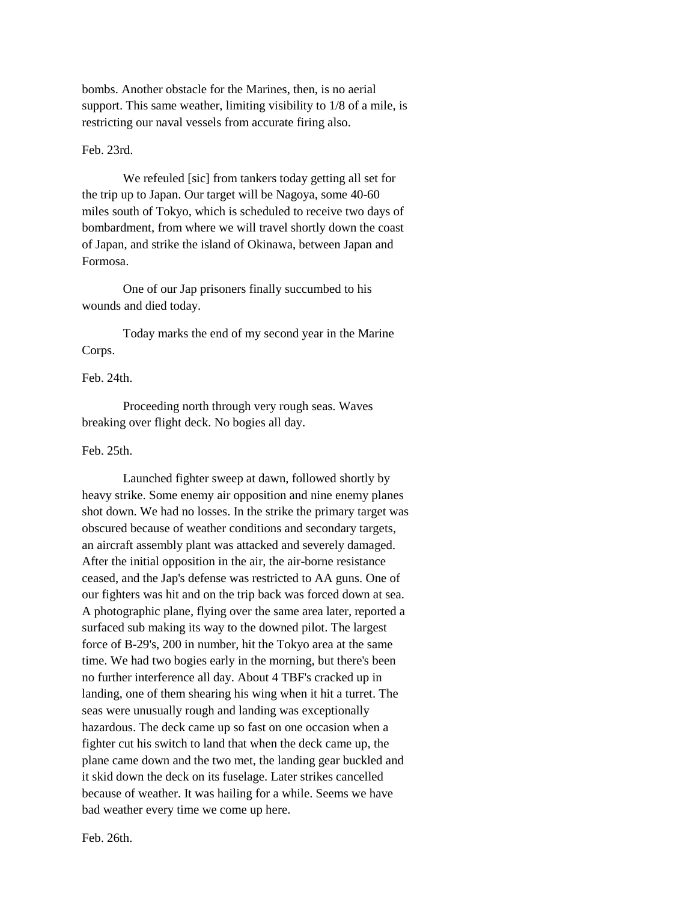bombs. Another obstacle for the Marines, then, is no aerial support. This same weather, limiting visibility to 1/8 of a mile, is restricting our naval vessels from accurate firing also.

Feb. 23rd.

We refeuled [sic] from tankers today getting all set for the trip up to Japan. Our target will be Nagoya, some 40-60 miles south of Tokyo, which is scheduled to receive two days of bombardment, from where we will travel shortly down the coast of Japan, and strike the island of Okinawa, between Japan and Formosa.

One of our Jap prisoners finally succumbed to his wounds and died today.

Today marks the end of my second year in the Marine Corps.

Feb. 24th.

Proceeding north through very rough seas. Waves breaking over flight deck. No bogies all day.

Feb. 25th.

Launched fighter sweep at dawn, followed shortly by heavy strike. Some enemy air opposition and nine enemy planes shot down. We had no losses. In the strike the primary target was obscured because of weather conditions and secondary targets, an aircraft assembly plant was attacked and severely damaged. After the initial opposition in the air, the air-borne resistance ceased, and the Jap's defense was restricted to AA guns. One of our fighters was hit and on the trip back was forced down at sea. A photographic plane, flying over the same area later, reported a surfaced sub making its way to the downed pilot. The largest force of B-29's, 200 in number, hit the Tokyo area at the same time. We had two bogies early in the morning, but there's been no further interference all day. About 4 TBF's cracked up in landing, one of them shearing his wing when it hit a turret. The seas were unusually rough and landing was exceptionally hazardous. The deck came up so fast on one occasion when a fighter cut his switch to land that when the deck came up, the plane came down and the two met, the landing gear buckled and it skid down the deck on its fuselage. Later strikes cancelled because of weather. It was hailing for a while. Seems we have bad weather every time we come up here.

Feb. 26th.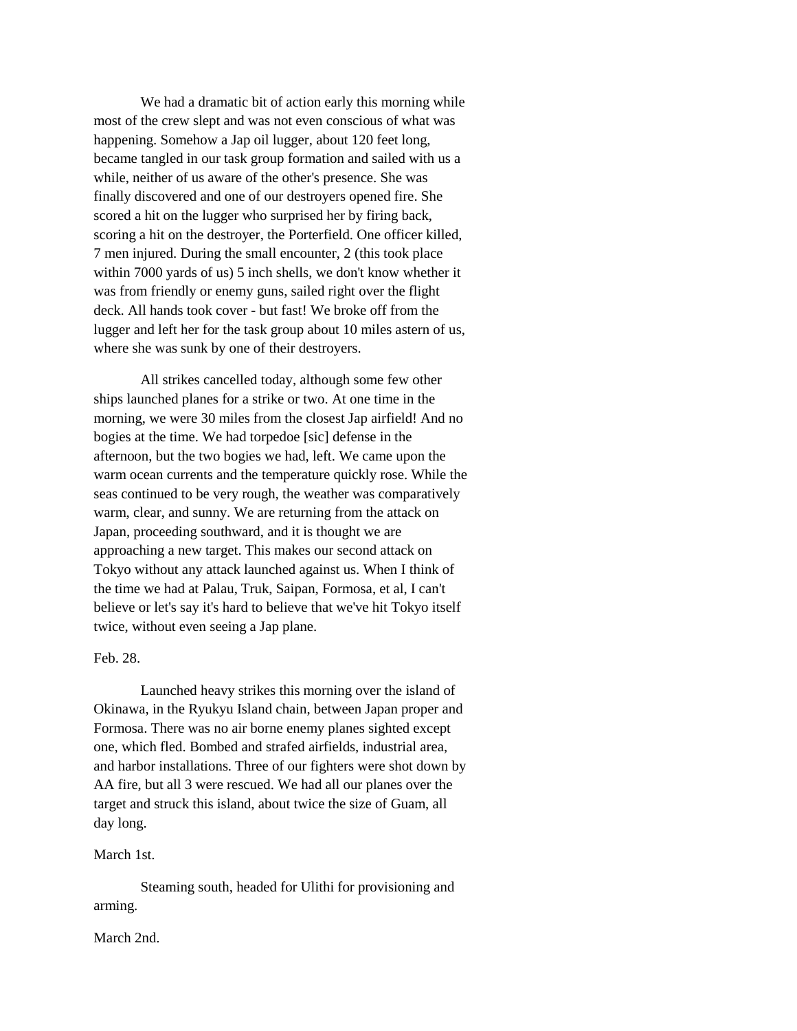We had a dramatic bit of action early this morning while most of the crew slept and was not even conscious of what was happening. Somehow a Jap oil lugger, about 120 feet long, became tangled in our task group formation and sailed with us a while, neither of us aware of the other's presence. She was finally discovered and one of our destroyers opened fire. She scored a hit on the lugger who surprised her by firing back, scoring a hit on the destroyer, the Porterfield. One officer killed, 7 men injured. During the small encounter, 2 (this took place within 7000 yards of us) 5 inch shells, we don't know whether it was from friendly or enemy guns, sailed right over the flight deck. All hands took cover - but fast! We broke off from the lugger and left her for the task group about 10 miles astern of us, where she was sunk by one of their destroyers.

All strikes cancelled today, although some few other ships launched planes for a strike or two. At one time in the morning, we were 30 miles from the closest Jap airfield! And no bogies at the time. We had torpedoe [sic] defense in the afternoon, but the two bogies we had, left. We came upon the warm ocean currents and the temperature quickly rose. While the seas continued to be very rough, the weather was comparatively warm, clear, and sunny. We are returning from the attack on Japan, proceeding southward, and it is thought we are approaching a new target. This makes our second attack on Tokyo without any attack launched against us. When I think of the time we had at Palau, Truk, Saipan, Formosa, et al, I can't believe or let's say it's hard to believe that we've hit Tokyo itself twice, without even seeing a Jap plane.

Feb. 28.

Launched heavy strikes this morning over the island of Okinawa, in the Ryukyu Island chain, between Japan proper and Formosa. There was no air borne enemy planes sighted except one, which fled. Bombed and strafed airfields, industrial area, and harbor installations. Three of our fighters were shot down by AA fire, but all 3 were rescued. We had all our planes over the target and struck this island, about twice the size of Guam, all day long.

March 1st.

Steaming south, headed for Ulithi for provisioning and arming.

March 2nd.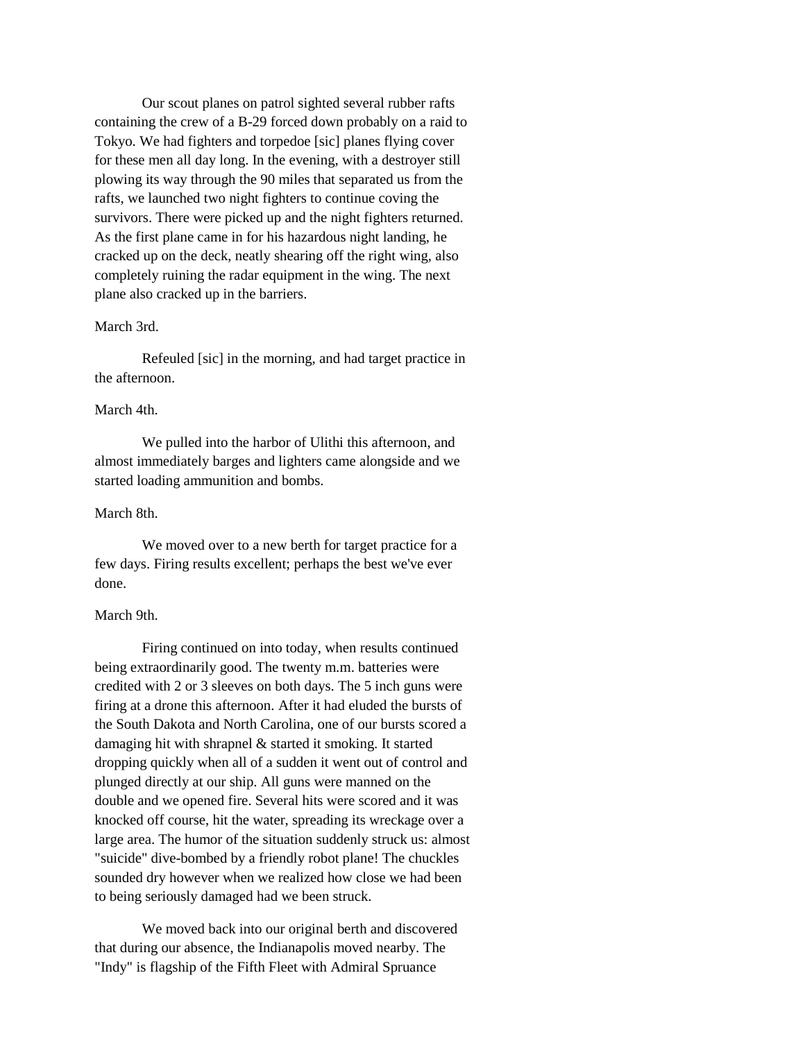Our scout planes on patrol sighted several rubber rafts containing the crew of a B-29 forced down probably on a raid to Tokyo. We had fighters and torpedoe [sic] planes flying cover for these men all day long. In the evening, with a destroyer still plowing its way through the 90 miles that separated us from the rafts, we launched two night fighters to continue coving the survivors. There were picked up and the night fighters returned. As the first plane came in for his hazardous night landing, he cracked up on the deck, neatly shearing off the right wing, also completely ruining the radar equipment in the wing. The next plane also cracked up in the barriers.

March 3rd.

Refeuled [sic] in the morning, and had target practice in the afternoon.

March 4th.

We pulled into the harbor of Ulithi this afternoon, and almost immediately barges and lighters came alongside and we started loading ammunition and bombs.

March 8th.

We moved over to a new berth for target practice for a few days. Firing results excellent; perhaps the best we've ever done.

March 9th.

Firing continued on into today, when results continued being extraordinarily good. The twenty m.m. batteries were credited with 2 or 3 sleeves on both days. The 5 inch guns were firing at a drone this afternoon. After it had eluded the bursts of the South Dakota and North Carolina, one of our bursts scored a damaging hit with shrapnel & started it smoking. It started dropping quickly when all of a sudden it went out of control and plunged directly at our ship. All guns were manned on the double and we opened fire. Several hits were scored and it was knocked off course, hit the water, spreading its wreckage over a large area. The humor of the situation suddenly struck us: almost "suicide" dive-bombed by a friendly robot plane! The chuckles sounded dry however when we realized how close we had been to being seriously damaged had we been struck.

We moved back into our original berth and discovered that during our absence, the Indianapolis moved nearby. The "Indy" is flagship of the Fifth Fleet with Admiral Spruance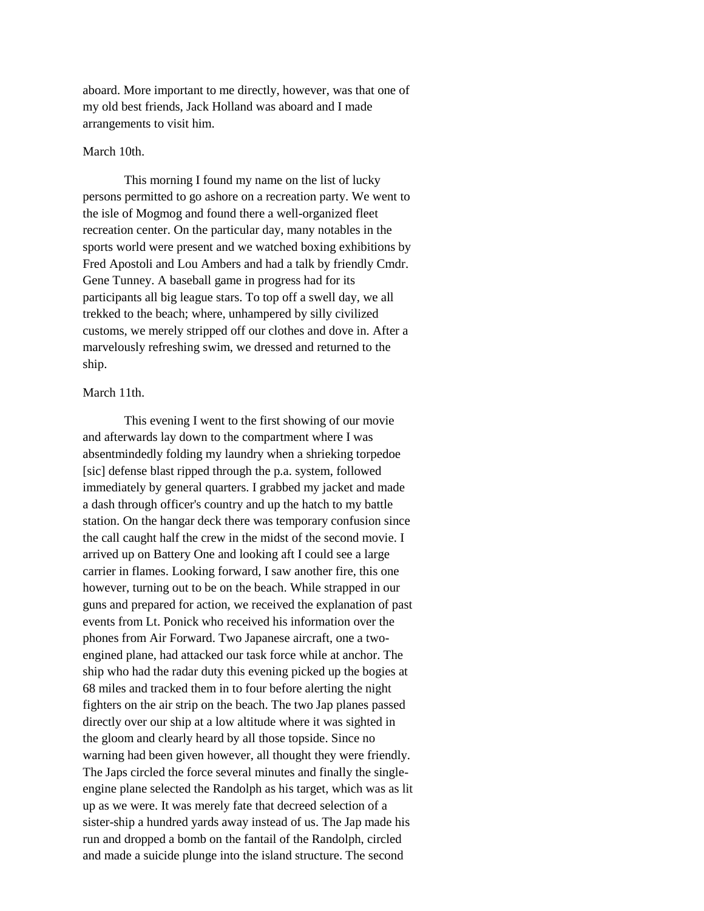aboard. More important to me directly, however, was that one of my old best friends, Jack Holland was aboard and I made arrangements to visit him.

March 10th.

This morning I found my name on the list of lucky persons permitted to go ashore on a recreation party. We went to the isle of Mogmog and found there a well-organized fleet recreation center. On the particular day, many notables in the sports world were present and we watched boxing exhibitions by Fred Apostoli and Lou Ambers and had a talk by friendly Cmdr. Gene Tunney. A baseball game in progress had for its participants all big league stars. To top off a swell day, we all trekked to the beach; where, unhampered by silly civilized customs, we merely stripped off our clothes and dove in. After a marvelously refreshing swim, we dressed and returned to the ship.

March 11th.

This evening I went to the first showing of our movie and afterwards lay down to the compartment where I was absentmindedly folding my laundry when a shrieking torpedoe [sic] defense blast ripped through the p.a. system, followed immediately by general quarters. I grabbed my jacket and made a dash through officer's country and up the hatch to my battle station. On the hangar deck there was temporary confusion since the call caught half the crew in the midst of the second movie. I arrived up on Battery One and looking aft I could see a large carrier in flames. Looking forward, I saw another fire, this one however, turning out to be on the beach. While strapped in our guns and prepared for action, we received the explanation of past events from Lt. Ponick who received his information over the phones from Air Forward. Two Japanese aircraft, one a two-engined plane, had attacked our task force while at anchor. The ship who had the radar duty this evening picked up the bogies at 68 miles and tracked them in to four before alerting the night fighters on the air strip on the beach. The two Jap planes passed directly over our ship at a low altitude where it was sighted in the gloom and clearly heard by all those topside. Since no warning had been given however, all thought they were friendly. The Japs circled the force several minutes and finally the single-engine plane selected the Randolph as his target, which was as lit up as we were. It was merely fate that decreed selection of a sister-ship a hundred yards away instead of us. The Jap made his run and dropped a bomb on the fantail of the Randolph, circled and made a suicide plunge into the island structure. The second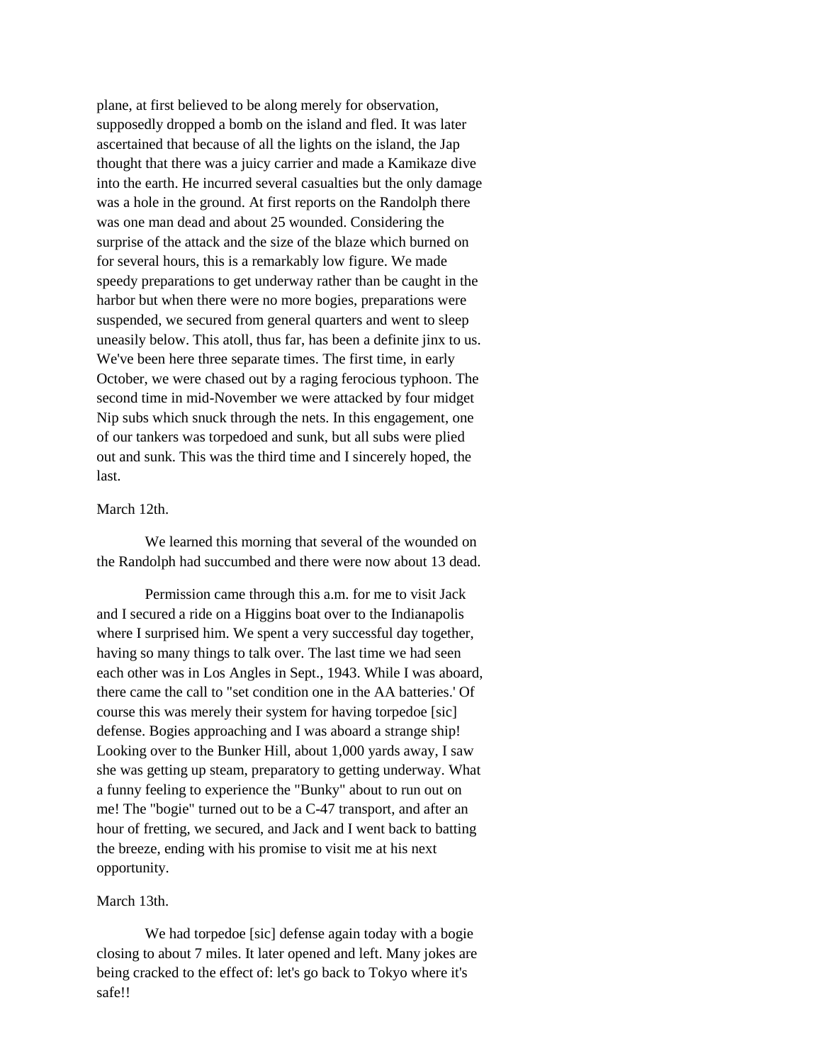plane, at first believed to be along merely for observation, supposedly dropped a bomb on the island and fled. It was later ascertained that because of all the lights on the island, the Jap thought that there was a juicy carrier and made a Kamikaze dive into the earth. He incurred several casualties but the only damage was a hole in the ground. At first reports on the Randolph there was one man dead and about 25 wounded. Considering the surprise of the attack and the size of the blaze which burned on for several hours, this is a remarkably low figure. We made speedy preparations to get underway rather than be caught in the harbor but when there were no more bogies, preparations were suspended, we secured from general quarters and went to sleep uneasily below. This atoll, thus far, has been a definite jinx to us. We've been here three separate times. The first time, in early October, we were chased out by a raging ferocious typhoon. The second time in mid-November we were attacked by four midget Nip subs which snuck through the nets. In this engagement, one of our tankers was torpedoed and sunk, but all subs were plied out and sunk. This was the third time and I sincerely hoped, the last.

March 12th.

We learned this morning that several of the wounded on the Randolph had succumbed and there were now about 13 dead.

Permission came through this a.m. for me to visit Jack and I secured a ride on a Higgins boat over to the Indianapolis where I surprised him. We spent a very successful day together, having so many things to talk over. The last time we had seen each other was in Los Angles in Sept., 1943. While I was aboard, there came the call to "set condition one in the AA batteries.' Of course this was merely their system for having torpedoe [sic] defense. Bogies approaching and I was aboard a strange ship! Looking over to the Bunker Hill, about 1,000 yards away, I saw she was getting up steam, preparatory to getting underway. What a funny feeling to experience the "Bunky" about to run out on me! The "bogie" turned out to be a C-47 transport, and after an hour of fretting, we secured, and Jack and I went back to batting the breeze, ending with his promise to visit me at his next opportunity.

March 13th.

We had torpedoe [sic] defense again today with a bogie closing to about 7 miles. It later opened and left. Many jokes are being cracked to the effect of: let's go back to Tokyo where it's safe!!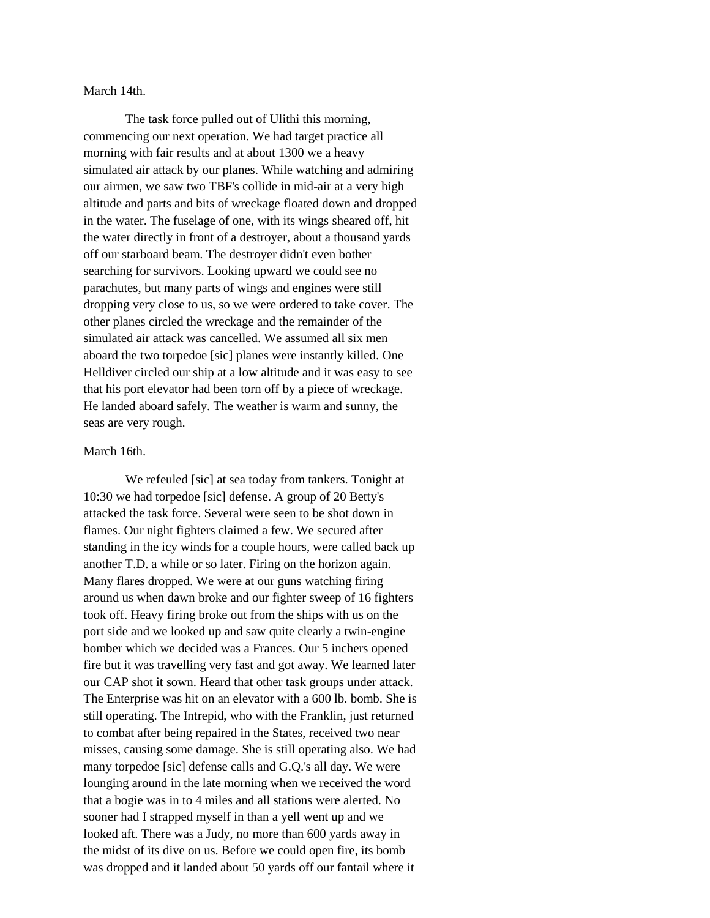March 14th.

The task force pulled out of Ulithi this morning, commencing our next operation. We had target practice all morning with fair results and at about 1300 we a heavy simulated air attack by our planes. While watching and admiring our airmen, we saw two TBF's collide in mid-air at a very high altitude and parts and bits of wreckage floated down and dropped in the water. The fuselage of one, with its wings sheared off, hit the water directly in front of a destroyer, about a thousand yards off our starboard beam. The destroyer didn't even bother searching for survivors. Looking upward we could see no parachutes, but many parts of wings and engines were still dropping very close to us, so we were ordered to take cover. The other planes circled the wreckage and the remainder of the simulated air attack was cancelled. We assumed all six men aboard the two torpedoe [sic] planes were instantly killed. One Helldiver circled our ship at a low altitude and it was easy to see that his port elevator had been torn off by a piece of wreckage. He landed aboard safely. The weather is warm and sunny, the seas are very rough.

March 16th.

We refeuled [sic] at sea today from tankers. Tonight at 10:30 we had torpedoe [sic] defense. A group of 20 Betty's attacked the task force. Several were seen to be shot down in flames. Our night fighters claimed a few. We secured after standing in the icy winds for a couple hours, were called back up another T.D. a while or so later. Firing on the horizon again. Many flares dropped. We were at our guns watching firing around us when dawn broke and our fighter sweep of 16 fighters took off. Heavy firing broke out from the ships with us on the port side and we looked up and saw quite clearly a twin-engine bomber which we decided was a Frances. Our 5 inchers opened fire but it was travelling very fast and got away. We learned later our CAP shot it sown. Heard that other task groups under attack. The Enterprise was hit on an elevator with a 600 lb. bomb. She is still operating. The Intrepid, who with the Franklin, just returned to combat after being repaired in the States, received two near misses, causing some damage. She is still operating also. We had many torpedoe [sic] defense calls and G.Q.'s all day. We were lounging around in the late morning when we received the word that a bogie was in to 4 miles and all stations were alerted. No sooner had I strapped myself in than a yell went up and we looked aft. There was a Judy, no more than 600 yards away in the midst of its dive on us. Before we could open fire, its bomb was dropped and it landed about 50 yards off our fantail where it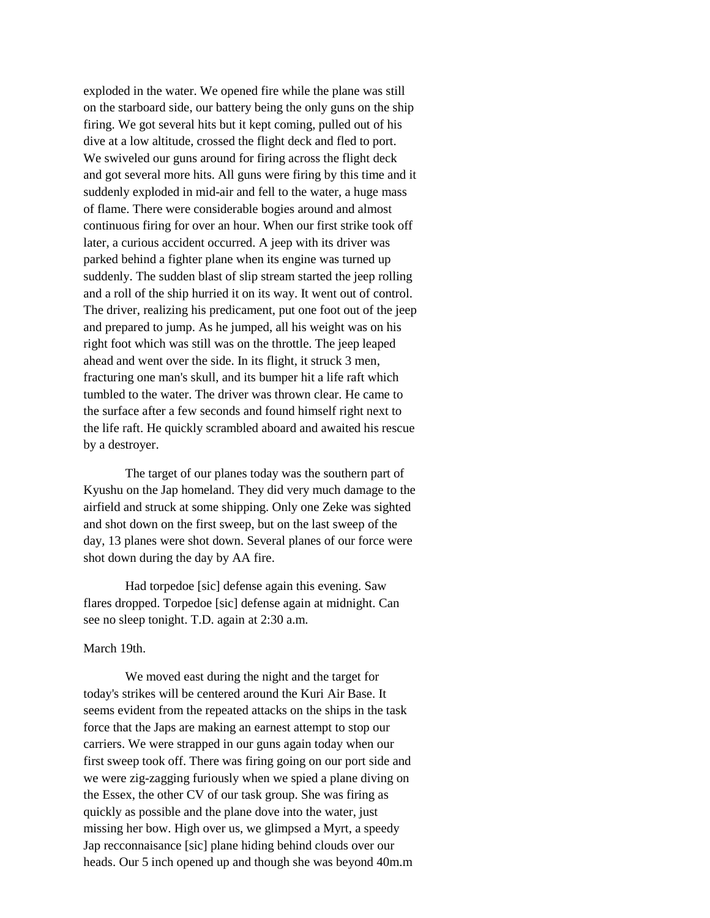exploded in the water. We opened fire while the plane was still on the starboard side, our battery being the only guns on the ship firing. We got several hits but it kept coming, pulled out of his dive at a low altitude, crossed the flight deck and fled to port. We swiveled our guns around for firing across the flight deck and got several more hits. All guns were firing by this time and it suddenly exploded in mid-air and fell to the water, a huge mass of flame. There were considerable bogies around and almost continuous firing for over an hour. When our first strike took off later, a curious accident occurred. A jeep with its driver was parked behind a fighter plane when its engine was turned up suddenly. The sudden blast of slip stream started the jeep rolling and a roll of the ship hurried it on its way. It went out of control. The driver, realizing his predicament, put one foot out of the jeep and prepared to jump. As he jumped, all his weight was on his right foot which was still was on the throttle. The jeep leaped ahead and went over the side. In its flight, it struck 3 men, fracturing one man's skull, and its bumper hit a life raft which tumbled to the water. The driver was thrown clear. He came to the surface after a few seconds and found himself right next to the life raft. He quickly scrambled aboard and awaited his rescue by a destroyer.

The target of our planes today was the southern part of Kyushu on the Jap homeland. They did very much damage to the airfield and struck at some shipping. Only one Zeke was sighted and shot down on the first sweep, but on the last sweep of the day, 13 planes were shot down. Several planes of our force were shot down during the day by AA fire.

Had torpedoe [sic] defense again this evening. Saw flares dropped. Torpedoe [sic] defense again at midnight. Can see no sleep tonight. T.D. again at 2:30 a.m.

March 19th.

We moved east during the night and the target for today's strikes will be centered around the Kuri Air Base. It seems evident from the repeated attacks on the ships in the task force that the Japs are making an earnest attempt to stop our carriers. We were strapped in our guns again today when our first sweep took off. There was firing going on our port side and we were zig-zagging furiously when we spied a plane diving on the Essex, the other CV of our task group. She was firing as quickly as possible and the plane dove into the water, just missing her bow. High over us, we glimpsed a Myrt, a speedy Jap recconnaisance [sic] plane hiding behind clouds over our heads. Our 5 inch opened up and though she was beyond 40m.m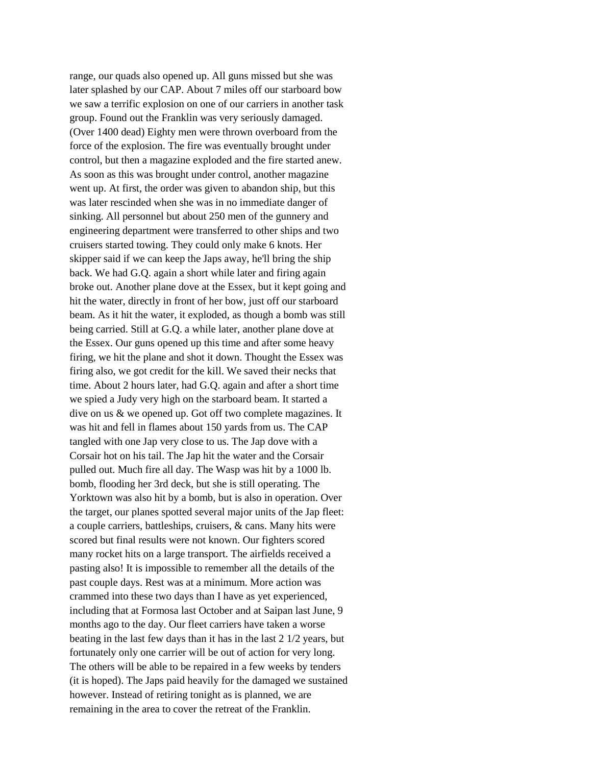range, our quads also opened up. All guns missed but she was later splashed by our CAP. About 7 miles off our starboard bow we saw a terrific explosion on one of our carriers in another task group. Found out the Franklin was very seriously damaged. (Over 1400 dead) Eighty men were thrown overboard from the force of the explosion. The fire was eventually brought under control, but then a magazine exploded and the fire started anew. As soon as this was brought under control, another magazine went up. At first, the order was given to abandon ship, but this was later rescinded when she was in no immediate danger of sinking. All personnel but about 250 men of the gunnery and engineering department were transferred to other ships and two cruisers started towing. They could only make 6 knots. Her skipper said if we can keep the Japs away, he'll bring the ship back. We had G.Q. again a short while later and firing again broke out. Another plane dove at the Essex, but it kept going and hit the water, directly in front of her bow, just off our starboard beam. As it hit the water, it exploded, as though a bomb was still being carried. Still at G.Q. a while later, another plane dove at the Essex. Our guns opened up this time and after some heavy firing, we hit the plane and shot it down. Thought the Essex was firing also, we got credit for the kill. We saved their necks that time. About 2 hours later, had G.Q. again and after a short time we spied a Judy very high on the starboard beam. It started a dive on us & we opened up. Got off two complete magazines. It was hit and fell in flames about 150 yards from us. The CAP tangled with one Jap very close to us. The Jap dove with a Corsair hot on his tail. The Jap hit the water and the Corsair pulled out. Much fire all day. The Wasp was hit by a 1000 lb. bomb, flooding her 3rd deck, but she is still operating. The Yorktown was also hit by a bomb, but is also in operation. Over the target, our planes spotted several major units of the Jap fleet: a couple carriers, battleships, cruisers, & cans. Many hits were scored but final results were not known. Our fighters scored many rocket hits on a large transport. The airfields received a pasting also! It is impossible to remember all the details of the past couple days. Rest was at a minimum. More action was crammed into these two days than I have as yet experienced, including that at Formosa last October and at Saipan last June, 9 months ago to the day. Our fleet carriers have taken a worse beating in the last few days than it has in the last 2 1/2 years, but fortunately only one carrier will be out of action for very long. The others will be able to be repaired in a few weeks by tenders (it is hoped). The Japs paid heavily for the damaged we sustained however. Instead of retiring tonight as is planned, we are remaining in the area to cover the retreat of the Franklin.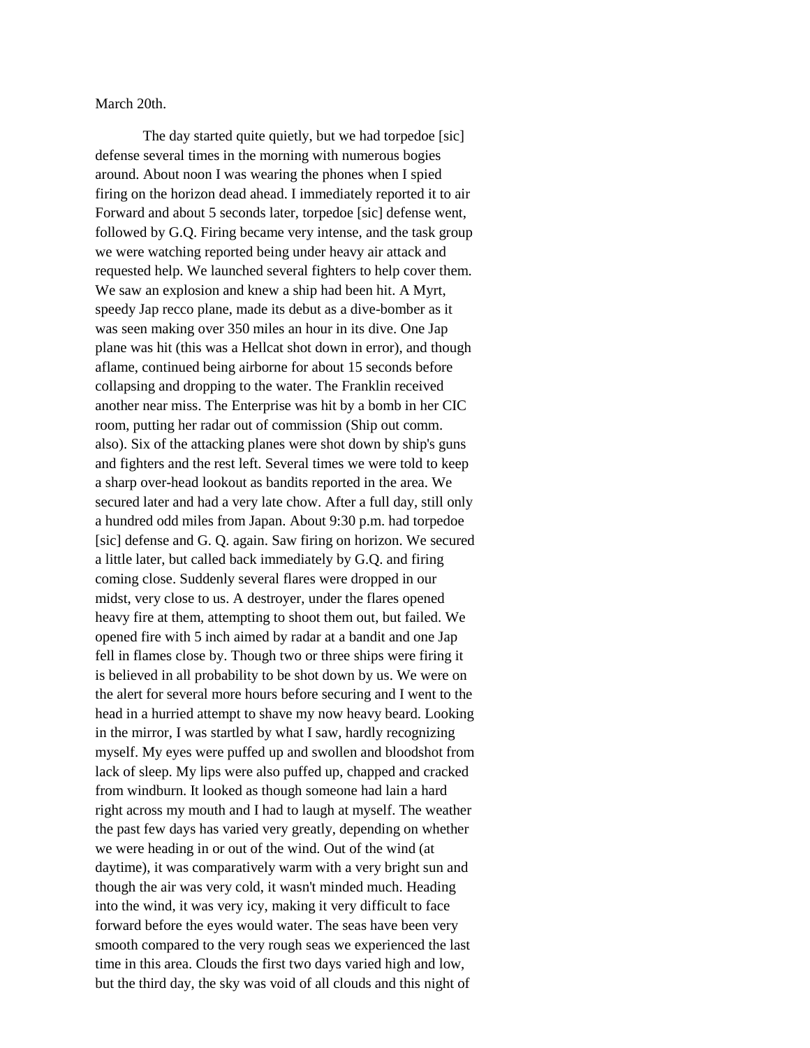March 20th.

The day started quite quietly, but we had torpedoe [sic] defense several times in the morning with numerous bogies around. About noon I was wearing the phones when I spied firing on the horizon dead ahead. I immediately reported it to air Forward and about 5 seconds later, torpedoe [sic] defense went, followed by G.Q. Firing became very intense, and the task group we were watching reported being under heavy air attack and requested help. We launched several fighters to help cover them. We saw an explosion and knew a ship had been hit. A Myrt, speedy Jap recco plane, made its debut as a dive-bomber as it was seen making over 350 miles an hour in its dive. One Jap plane was hit (this was a Hellcat shot down in error), and though aflame, continued being airborne for about 15 seconds before collapsing and dropping to the water. The Franklin received another near miss. The Enterprise was hit by a bomb in her CIC room, putting her radar out of commission (Ship out comm. also). Six of the attacking planes were shot down by ship's guns and fighters and the rest left. Several times we were told to keep a sharp over-head lookout as bandits reported in the area. We secured later and had a very late chow. After a full day, still only a hundred odd miles from Japan. About 9:30 p.m. had torpedoe [sic] defense and G. Q. again. Saw firing on horizon. We secured a little later, but called back immediately by G.Q. and firing coming close. Suddenly several flares were dropped in our midst, very close to us. A destroyer, under the flares opened heavy fire at them, attempting to shoot them out, but failed. We opened fire with 5 inch aimed by radar at a bandit and one Jap fell in flames close by. Though two or three ships were firing it is believed in all probability to be shot down by us. We were on the alert for several more hours before securing and I went to the head in a hurried attempt to shave my now heavy beard. Looking in the mirror, I was startled by what I saw, hardly recognizing myself. My eyes were puffed up and swollen and bloodshot from lack of sleep. My lips were also puffed up, chapped and cracked from windburn. It looked as though someone had lain a hard right across my mouth and I had to laugh at myself. The weather the past few days has varied very greatly, depending on whether we were heading in or out of the wind. Out of the wind (at daytime), it was comparatively warm with a very bright sun and though the air was very cold, it wasn't minded much. Heading into the wind, it was very icy, making it very difficult to face forward before the eyes would water. The seas have been very smooth compared to the very rough seas we experienced the last time in this area. Clouds the first two days varied high and low, but the third day, the sky was void of all clouds and this night of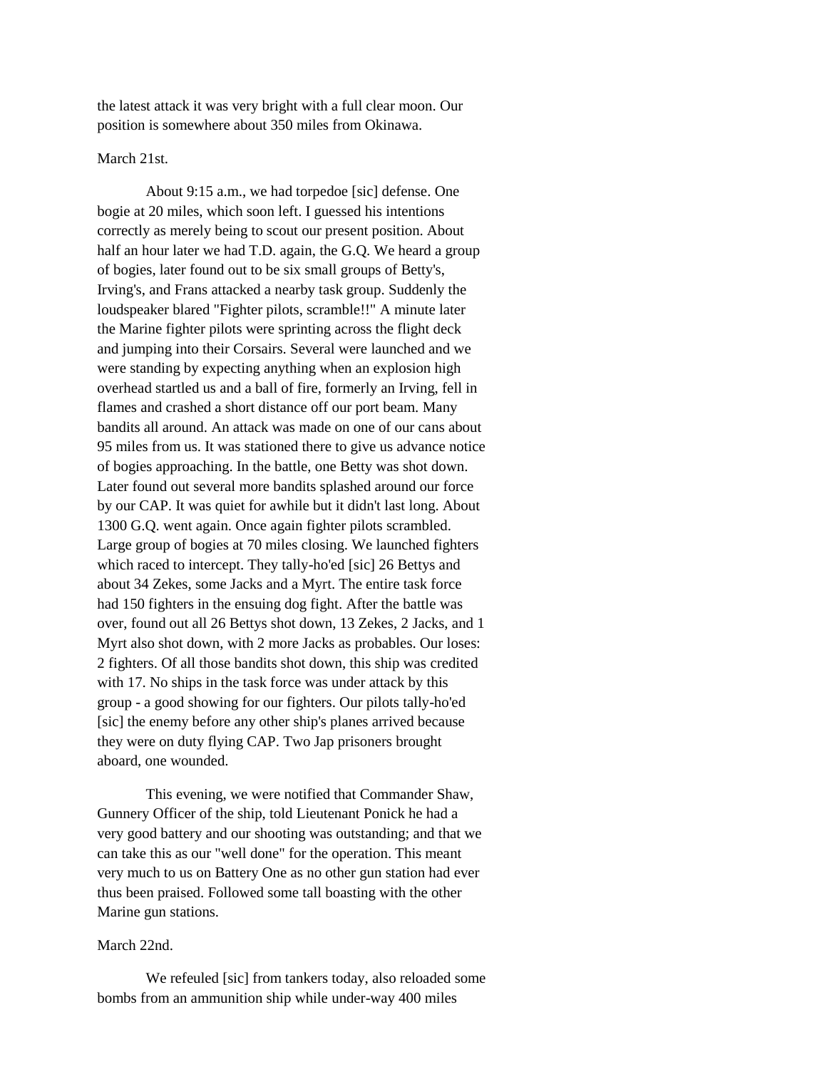the latest attack it was very bright with a full clear moon. Our position is somewhere about 350 miles from Okinawa.

March 21st.

About 9:15 a.m., we had torpedoe [sic] defense. One bogie at 20 miles, which soon left. I guessed his intentions correctly as merely being to scout our present position. About half an hour later we had T.D. again, the G.Q. We heard a group of bogies, later found out to be six small groups of Betty's, Irving's, and Frans attacked a nearby task group. Suddenly the loudspeaker blared "Fighter pilots, scramble!!" A minute later the Marine fighter pilots were sprinting across the flight deck and jumping into their Corsairs. Several were launched and we were standing by expecting anything when an explosion high overhead startled us and a ball of fire, formerly an Irving, fell in flames and crashed a short distance off our port beam. Many bandits all around. An attack was made on one of our cans about 95 miles from us. It was stationed there to give us advance notice of bogies approaching. In the battle, one Betty was shot down. Later found out several more bandits splashed around our force by our CAP. It was quiet for awhile but it didn't last long. About 1300 G.Q. went again. Once again fighter pilots scrambled. Large group of bogies at 70 miles closing. We launched fighters which raced to intercept. They tally-ho'ed [sic] 26 Bettys and about 34 Zekes, some Jacks and a Myrt. The entire task force had 150 fighters in the ensuing dog fight. After the battle was over, found out all 26 Bettys shot down, 13 Zekes, 2 Jacks, and 1 Myrt also shot down, with 2 more Jacks as probables. Our loses: 2 fighters. Of all those bandits shot down, this ship was credited with 17. No ships in the task force was under attack by this group - a good showing for our fighters. Our pilots tally-ho'ed [sic] the enemy before any other ship's planes arrived because they were on duty flying CAP. Two Jap prisoners brought aboard, one wounded.

This evening, we were notified that Commander Shaw, Gunnery Officer of the ship, told Lieutenant Ponick he had a very good battery and our shooting was outstanding; and that we can take this as our "well done" for the operation. This meant very much to us on Battery One as no other gun station had ever thus been praised. Followed some tall boasting with the other Marine gun stations.

March 22nd.

We refeuled [sic] from tankers today, also reloaded some bombs from an ammunition ship while under-way 400 miles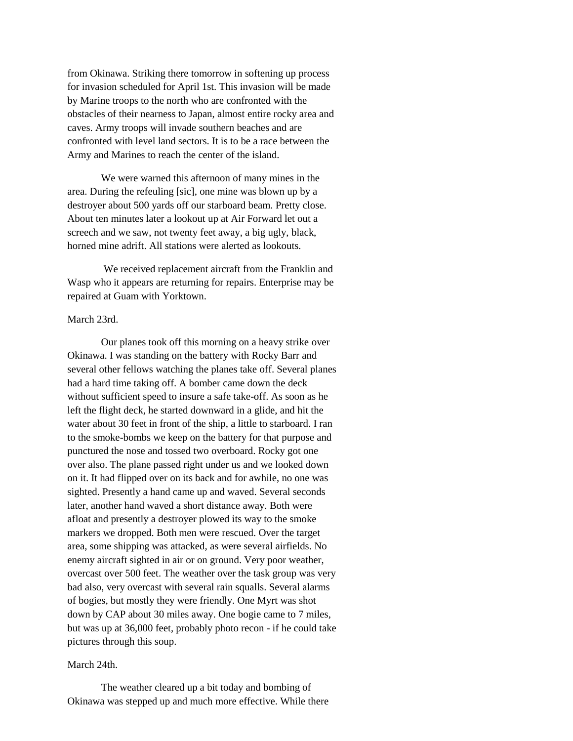from Okinawa. Striking there tomorrow in softening up process for invasion scheduled for April 1st. This invasion will be made by Marine troops to the north who are confronted with the obstacles of their nearness to Japan, almost entire rocky area and caves. Army troops will invade southern beaches and are confronted with level land sectors. It is to be a race between the Army and Marines to reach the center of the island.

We were warned this afternoon of many mines in the area. During the refeuling [sic], one mine was blown up by a destroyer about 500 yards off our starboard beam. Pretty close. About ten minutes later a lookout up at Air Forward let out a screech and we saw, not twenty feet away, a big ugly, black, horned mine adrift. All stations were alerted as lookouts.

We received replacement aircraft from the Franklin and Wasp who it appears are returning for repairs. Enterprise may be repaired at Guam with Yorktown.

March 23rd.

Our planes took off this morning on a heavy strike over Okinawa. I was standing on the battery with Rocky Barr and several other fellows watching the planes take off. Several planes had a hard time taking off. A bomber came down the deck without sufficient speed to insure a safe take-off. As soon as he left the flight deck, he started downward in a glide, and hit the water about 30 feet in front of the ship, a little to starboard. I ran to the smoke-bombs we keep on the battery for that purpose and punctured the nose and tossed two overboard. Rocky got one over also. The plane passed right under us and we looked down on it. It had flipped over on its back and for awhile, no one was sighted. Presently a hand came up and waved. Several seconds later, another hand waved a short distance away. Both were afloat and presently a destroyer plowed its way to the smoke markers we dropped. Both men were rescued. Over the target area, some shipping was attacked, as were several airfields. No enemy aircraft sighted in air or on ground. Very poor weather, overcast over 500 feet. The weather over the task group was very bad also, very overcast with several rain squalls. Several alarms of bogies, but mostly they were friendly. One Myrt was shot down by CAP about 30 miles away. One bogie came to 7 miles, but was up at 36,000 feet, probably photo recon - if he could take pictures through this soup.

March 24th.

The weather cleared up a bit today and bombing of Okinawa was stepped up and much more effective. While there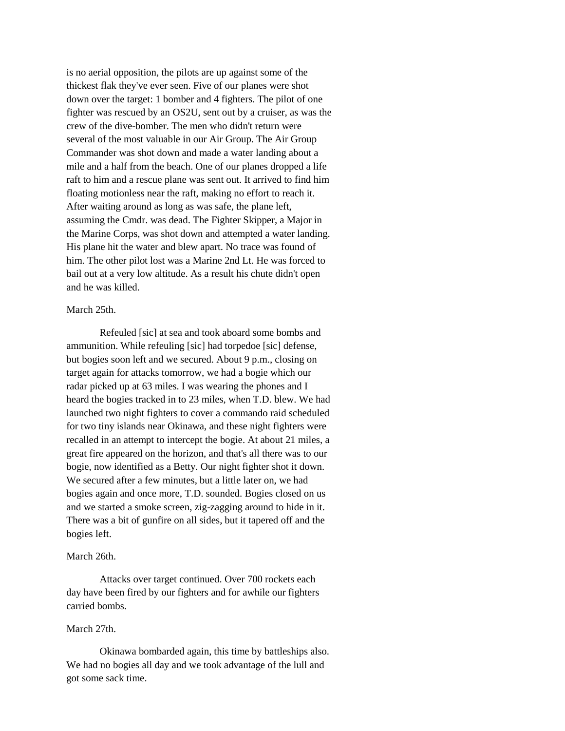is no aerial opposition, the pilots are up against some of the thickest flak they've ever seen. Five of our planes were shot down over the target: 1 bomber and 4 fighters. The pilot of one fighter was rescued by an OS2U, sent out by a cruiser, as was the crew of the dive-bomber. The men who didn't return were several of the most valuable in our Air Group. The Air Group Commander was shot down and made a water landing about a mile and a half from the beach. One of our planes dropped a life raft to him and a rescue plane was sent out. It arrived to find him floating motionless near the raft, making no effort to reach it. After waiting around as long as was safe, the plane left, assuming the Cmdr. was dead. The Fighter Skipper, a Major in the Marine Corps, was shot down and attempted a water landing. His plane hit the water and blew apart. No trace was found of him. The other pilot lost was a Marine 2nd Lt. He was forced to bail out at a very low altitude. As a result his chute didn't open and he was killed.

March 25th.

Refeuled [sic] at sea and took aboard some bombs and ammunition. While refeuling [sic] had torpedoe [sic] defense, but bogies soon left and we secured. About 9 p.m., closing on target again for attacks tomorrow, we had a bogie which our radar picked up at 63 miles. I was wearing the phones and I heard the bogies tracked in to 23 miles, when T.D. blew. We had launched two night fighters to cover a commando raid scheduled for two tiny islands near Okinawa, and these night fighters were recalled in an attempt to intercept the bogie. At about 21 miles, a great fire appeared on the horizon, and that's all there was to our bogie, now identified as a Betty. Our night fighter shot it down. We secured after a few minutes, but a little later on, we had bogies again and once more, T.D. sounded. Bogies closed on us and we started a smoke screen, zig-zagging around to hide in it. There was a bit of gunfire on all sides, but it tapered off and the bogies left.

March 26th.

Attacks over target continued. Over 700 rockets each day have been fired by our fighters and for awhile our fighters carried bombs.

March 27th.

Okinawa bombarded again, this time by battleships also. We had no bogies all day and we took advantage of the lull and got some sack time.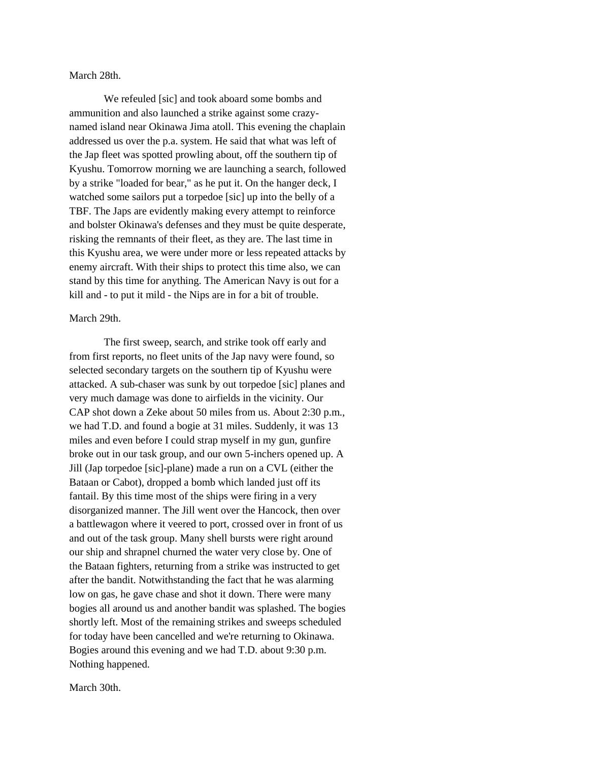March 28th.

We refeuled [sic] and took aboard some bombs and ammunition and also launched a strike against some crazy-named island near Okinawa Jima atoll. This evening the chaplain addressed us over the p.a. system. He said that what was left of the Jap fleet was spotted prowling about, off the southern tip of Kyushu. Tomorrow morning we are launching a search, followed by a strike "loaded for bear," as he put it. On the hanger deck, I watched some sailors put a torpedoe [sic] up into the belly of a TBF. The Japs are evidently making every attempt to reinforce and bolster Okinawa's defenses and they must be quite desperate, risking the remnants of their fleet, as they are. The last time in this Kyushu area, we were under more or less repeated attacks by enemy aircraft. With their ships to protect this time also, we can stand by this time for anything. The American Navy is out for a kill and - to put it mild - the Nips are in for a bit of trouble.

March 29th.

The first sweep, search, and strike took off early and from first reports, no fleet units of the Jap navy were found, so selected secondary targets on the southern tip of Kyushu were attacked. A sub-chaser was sunk by out torpedoe [sic] planes and very much damage was done to airfields in the vicinity. Our CAP shot down a Zeke about 50 miles from us. About 2:30 p.m., we had T.D. and found a bogie at 31 miles. Suddenly, it was 13 miles and even before I could strap myself in my gun, gunfire broke out in our task group, and our own 5-inchers opened up. A Jill (Jap torpedoe [sic]-plane) made a run on a CVL (either the Bataan or Cabot), dropped a bomb which landed just off its fantail. By this time most of the ships were firing in a very disorganized manner. The Jill went over the Hancock, then over a battlewagon where it veered to port, crossed over in front of us and out of the task group. Many shell bursts were right around our ship and shrapnel churned the water very close by. One of the Bataan fighters, returning from a strike was instructed to get after the bandit. Notwithstanding the fact that he was alarming low on gas, he gave chase and shot it down. There were many bogies all around us and another bandit was splashed. The bogies shortly left. Most of the remaining strikes and sweeps scheduled for today have been cancelled and we're returning to Okinawa. Bogies around this evening and we had T.D. about 9:30 p.m. Nothing happened.

March 30th.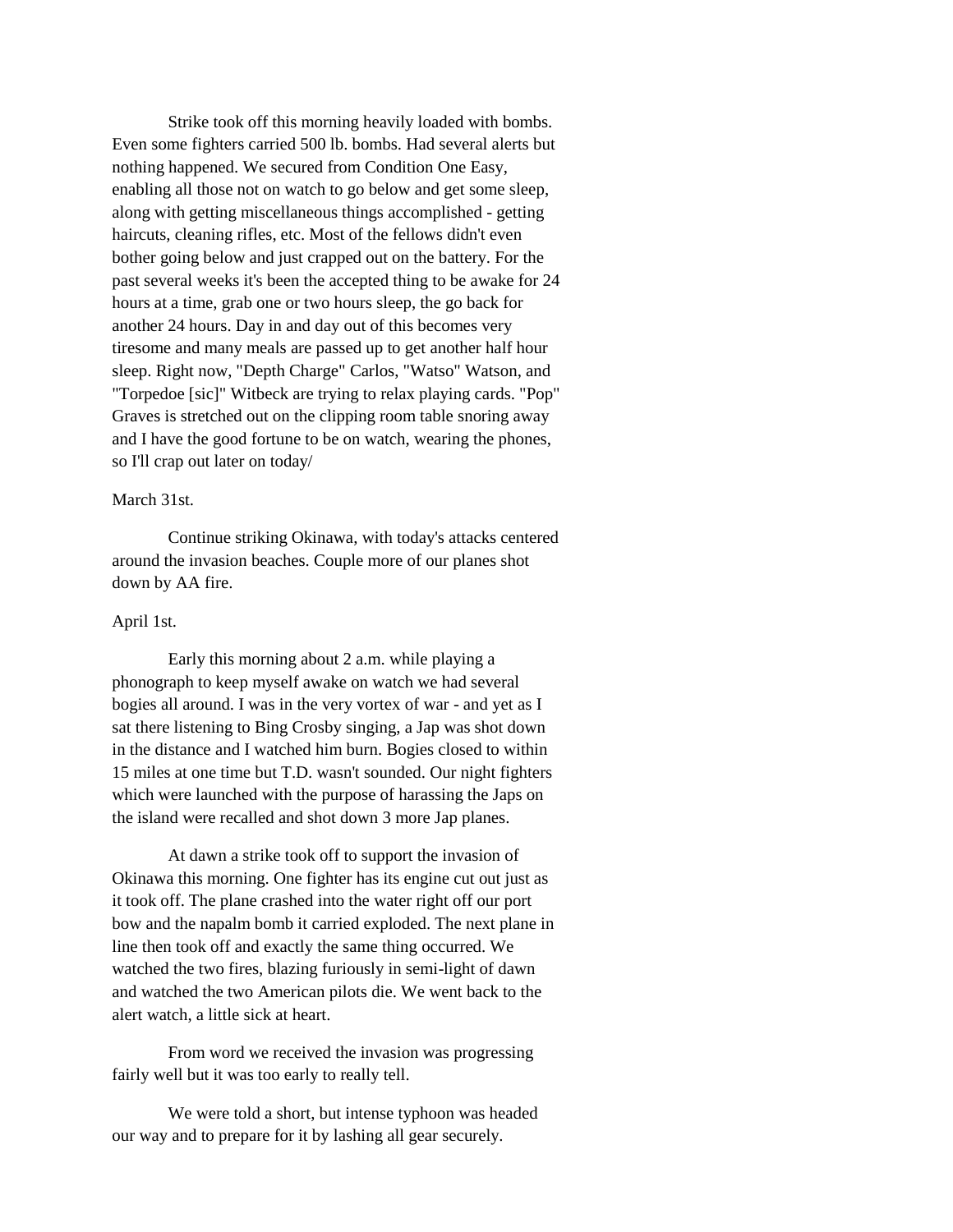Strike took off this morning heavily loaded with bombs. Even some fighters carried 500 lb. bombs. Had several alerts but nothing happened. We secured from Condition One Easy, enabling all those not on watch to go below and get some sleep, along with getting miscellaneous things accomplished - getting haircuts, cleaning rifles, etc. Most of the fellows didn't even bother going below and just crapped out on the battery. For the past several weeks it's been the accepted thing to be awake for 24 hours at a time, grab one or two hours sleep, the go back for another 24 hours. Day in and day out of this becomes very tiresome and many meals are passed up to get another half hour sleep. Right now, "Depth Charge" Carlos, "Watso" Watson, and "Torpedoe [sic]" Witbeck are trying to relax playing cards. "Pop" Graves is stretched out on the clipping room table snoring away and I have the good fortune to be on watch, wearing the phones, so I'll crap out later on today/

March 31st.

Continue striking Okinawa, with today's attacks centered around the invasion beaches. Couple more of our planes shot down by AA fire.

April 1st.

Early this morning about 2 a.m. while playing a phonograph to keep myself awake on watch we had several bogies all around. I was in the very vortex of war - and yet as I sat there listening to Bing Crosby singing, a Jap was shot down in the distance and I watched him burn. Bogies closed to within 15 miles at one time but T.D. wasn't sounded. Our night fighters which were launched with the purpose of harassing the Japs on the island were recalled and shot down 3 more Jap planes.

At dawn a strike took off to support the invasion of Okinawa this morning. One fighter has its engine cut out just as it took off. The plane crashed into the water right off our port bow and the napalm bomb it carried exploded. The next plane in line then took off and exactly the same thing occurred. We watched the two fires, blazing furiously in semi-light of dawn and watched the two American pilots die. We went back to the alert watch, a little sick at heart.

From word we received the invasion was progressing fairly well but it was too early to really tell.

We were told a short, but intense typhoon was headed our way and to prepare for it by lashing all gear securely.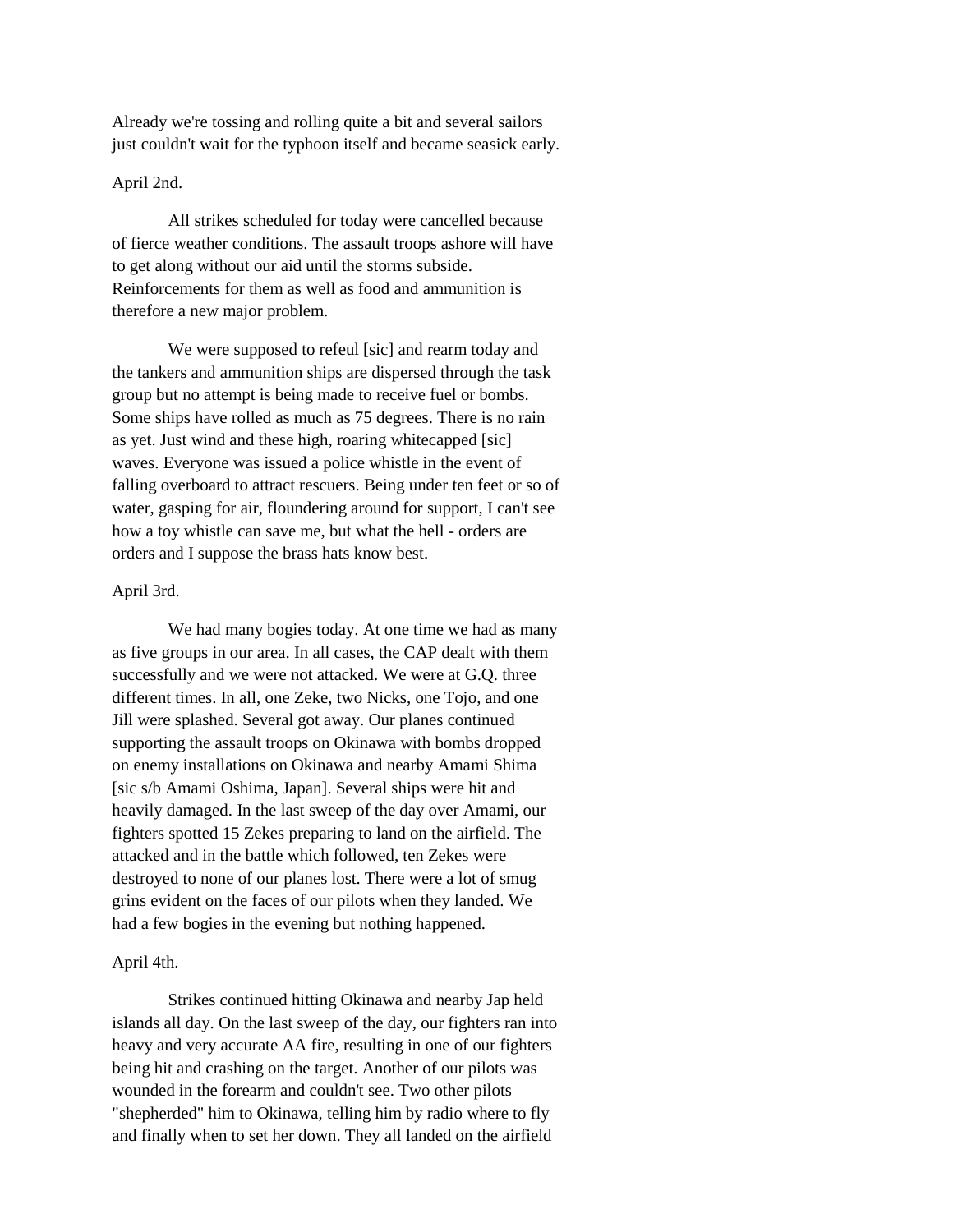Already we're tossing and rolling quite a bit and several sailors just couldn't wait for the typhoon itself and became seasick early.

April 2nd.

All strikes scheduled for today were cancelled because of fierce weather conditions. The assault troops ashore will have to get along without our aid until the storms subside. Reinforcements for them as well as food and ammunition is therefore a new major problem.

We were supposed to refeul [sic] and rearm today and the tankers and ammunition ships are dispersed through the task group but no attempt is being made to receive fuel or bombs. Some ships have rolled as much as 75 degrees. There is no rain as yet. Just wind and these high, roaring whitecapped [sic] waves. Everyone was issued a police whistle in the event of falling overboard to attract rescuers. Being under ten feet or so of water, gasping for air, floundering around for support, I can't see how a toy whistle can save me, but what the hell - orders are orders and I suppose the brass hats know best.

April 3rd.

We had many bogies today. At one time we had as many as five groups in our area. In all cases, the CAP dealt with them successfully and we were not attacked. We were at G.Q. three different times. In all, one Zeke, two Nicks, one Tojo, and one Jill were splashed. Several got away. Our planes continued supporting the assault troops on Okinawa with bombs dropped on enemy installations on Okinawa and nearby Amami Shima [sic s/b Amami Oshima, Japan]. Several ships were hit and heavily damaged. In the last sweep of the day over Amami, our fighters spotted 15 Zekes preparing to land on the airfield. The attacked and in the battle which followed, ten Zekes were destroyed to none of our planes lost. There were a lot of smug grins evident on the faces of our pilots when they landed. We had a few bogies in the evening but nothing happened.

April 4th.

Strikes continued hitting Okinawa and nearby Jap held islands all day. On the last sweep of the day, our fighters ran into heavy and very accurate AA fire, resulting in one of our fighters being hit and crashing on the target. Another of our pilots was wounded in the forearm and couldn't see. Two other pilots "shepherded" him to Okinawa, telling him by radio where to fly and finally when to set her down. They all landed on the airfield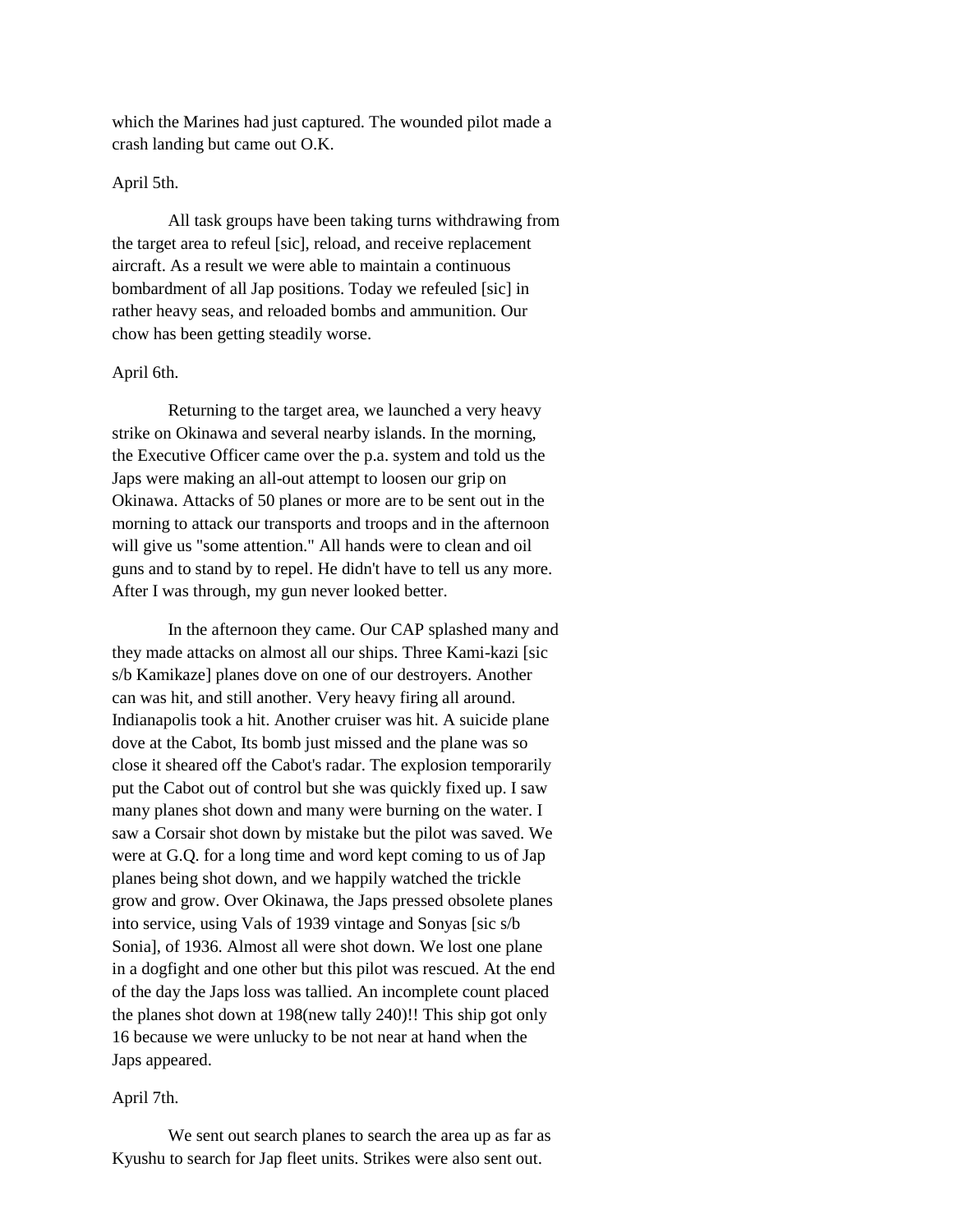which the Marines had just captured. The wounded pilot made a crash landing but came out O.K.

April 5th.

All task groups have been taking turns withdrawing from the target area to refeul [sic], reload, and receive replacement aircraft. As a result we were able to maintain a continuous bombardment of all Jap positions. Today we refeuled [sic] in rather heavy seas, and reloaded bombs and ammunition. Our chow has been getting steadily worse.

April 6th.

Returning to the target area, we launched a very heavy strike on Okinawa and several nearby islands. In the morning, the Executive Officer came over the p.a. system and told us the Japs were making an all-out attempt to loosen our grip on Okinawa. Attacks of 50 planes or more are to be sent out in the morning to attack our transports and troops and in the afternoon will give us "some attention." All hands were to clean and oil guns and to stand by to repel. He didn't have to tell us any more. After I was through, my gun never looked better.

In the afternoon they came. Our CAP splashed many and they made attacks on almost all our ships. Three Kami-kazi [sic s/b Kamikaze] planes dove on one of our destroyers. Another can was hit, and still another. Very heavy firing all around. Indianapolis took a hit. Another cruiser was hit. A suicide plane dove at the Cabot, Its bomb just missed and the plane was so close it sheared off the Cabot's radar. The explosion temporarily put the Cabot out of control but she was quickly fixed up. I saw many planes shot down and many were burning on the water. I saw a Corsair shot down by mistake but the pilot was saved. We were at G.Q. for a long time and word kept coming to us of Jap planes being shot down, and we happily watched the trickle grow and grow. Over Okinawa, the Japs pressed obsolete planes into service, using Vals of 1939 vintage and Sonyas [sic s/b Sonia], of 1936. Almost all were shot down. We lost one plane in a dogfight and one other but this pilot was rescued. At the end of the day the Japs loss was tallied. An incomplete count placed the planes shot down at 198(new tally 240)!! This ship got only 16 because we were unlucky to be not near at hand when the Japs appeared.

April 7th.

We sent out search planes to search the area up as far as Kyushu to search for Jap fleet units. Strikes were also sent out.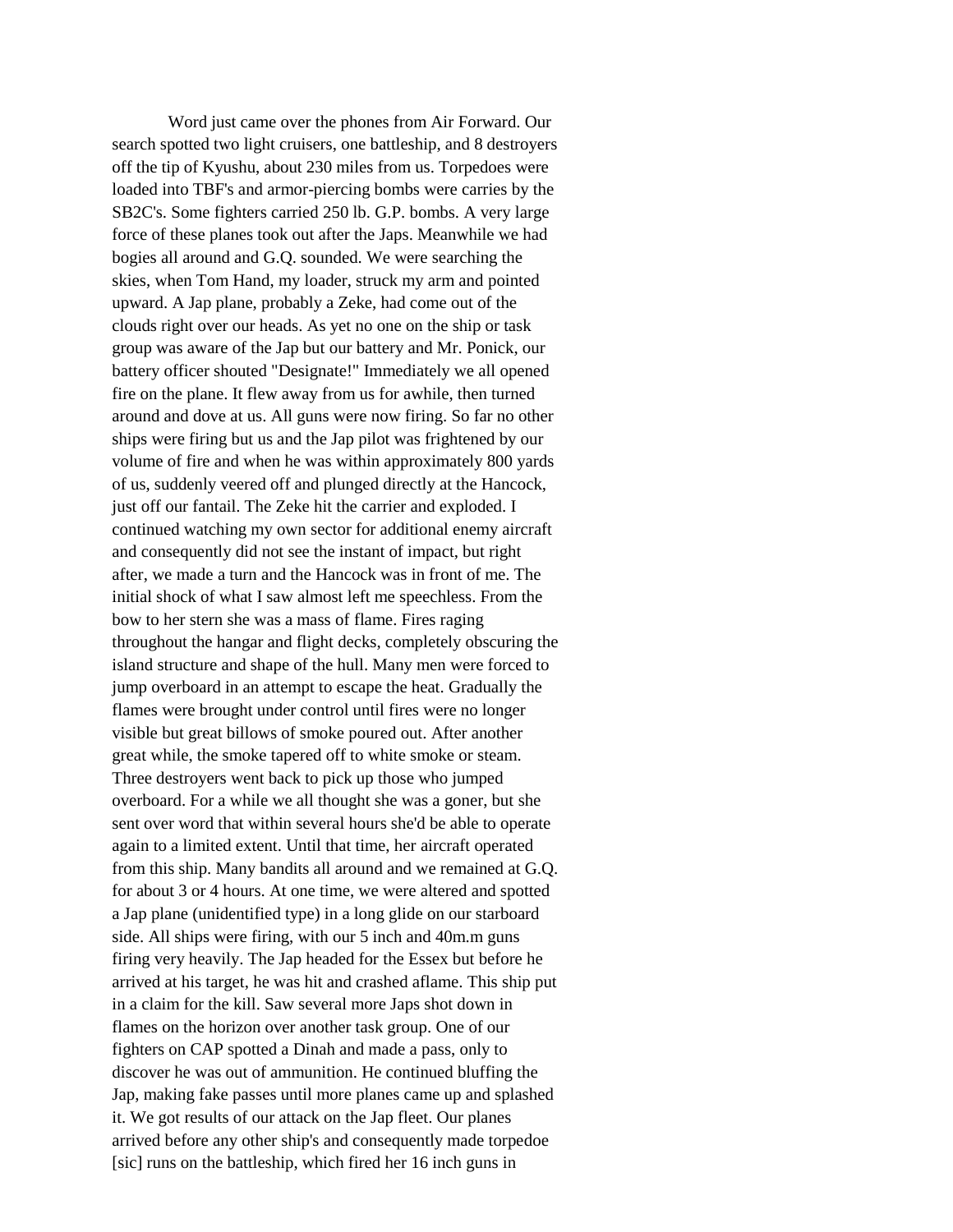Word just came over the phones from Air Forward. Our search spotted two light cruisers, one battleship, and 8 destroyers off the tip of Kyushu, about 230 miles from us. Torpedoes were loaded into TBF's and armor-piercing bombs were carries by the SB2C's. Some fighters carried 250 lb. G.P. bombs. A very large force of these planes took out after the Japs. Meanwhile we had bogies all around and G.Q. sounded. We were searching the skies, when Tom Hand, my loader, struck my arm and pointed upward. A Jap plane, probably a Zeke, had come out of the clouds right over our heads. As yet no one on the ship or task group was aware of the Jap but our battery and Mr. Ponick, our battery officer shouted "Designate!" Immediately we all opened fire on the plane. It flew away from us for awhile, then turned around and dove at us. All guns were now firing. So far no other ships were firing but us and the Jap pilot was frightened by our volume of fire and when he was within approximately 800 yards of us, suddenly veered off and plunged directly at the Hancock, just off our fantail. The Zeke hit the carrier and exploded. I continued watching my own sector for additional enemy aircraft and consequently did not see the instant of impact, but right after, we made a turn and the Hancock was in front of me. The initial shock of what I saw almost left me speechless. From the bow to her stern she was a mass of flame. Fires raging throughout the hangar and flight decks, completely obscuring the island structure and shape of the hull. Many men were forced to jump overboard in an attempt to escape the heat. Gradually the flames were brought under control until fires were no longer visible but great billows of smoke poured out. After another great while, the smoke tapered off to white smoke or steam. Three destroyers went back to pick up those who jumped overboard. For a while we all thought she was a goner, but she sent over word that within several hours she'd be able to operate again to a limited extent. Until that time, her aircraft operated from this ship. Many bandits all around and we remained at G.Q. for about 3 or 4 hours. At one time, we were altered and spotted a Jap plane (unidentified type) in a long glide on our starboard side. All ships were firing, with our 5 inch and 40m.m guns firing very heavily. The Jap headed for the Essex but before he arrived at his target, he was hit and crashed aflame. This ship put in a claim for the kill. Saw several more Japs shot down in flames on the horizon over another task group. One of our fighters on CAP spotted a Dinah and made a pass, only to discover he was out of ammunition. He continued bluffing the Jap, making fake passes until more planes came up and splashed it. We got results of our attack on the Jap fleet. Our planes arrived before any other ship's and consequently made torpedoe [sic] runs on the battleship, which fired her 16 inch guns in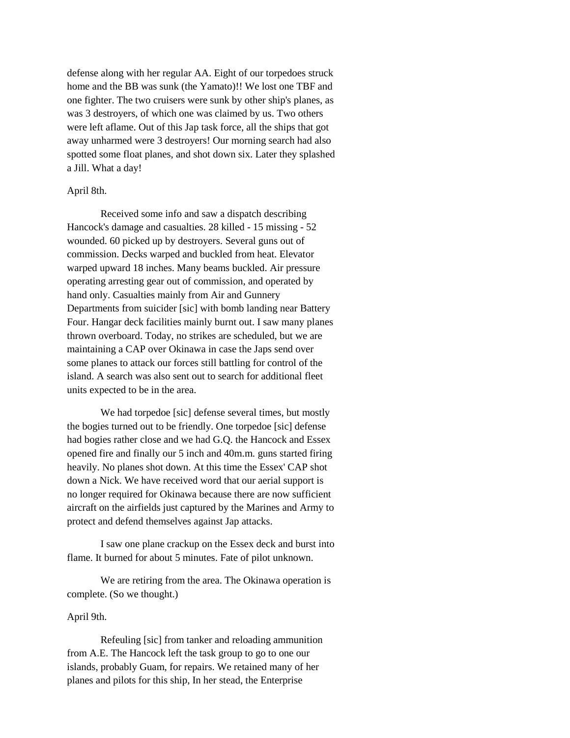defense along with her regular AA. Eight of our torpedoes struck home and the BB was sunk (the Yamato)!! We lost one TBF and one fighter. The two cruisers were sunk by other ship's planes, as was 3 destroyers, of which one was claimed by us. Two others were left aflame. Out of this Jap task force, all the ships that got away unharmed were 3 destroyers! Our morning search had also spotted some float planes, and shot down six. Later they splashed a Jill. What a day!

April 8th.

Received some info and saw a dispatch describing Hancock's damage and casualties. 28 killed - 15 missing - 52 wounded. 60 picked up by destroyers. Several guns out of commission. Decks warped and buckled from heat. Elevator warped upward 18 inches. Many beams buckled. Air pressure operating arresting gear out of commission, and operated by hand only. Casualties mainly from Air and Gunnery Departments from suicider [sic] with bomb landing near Battery Four. Hangar deck facilities mainly burnt out. I saw many planes thrown overboard. Today, no strikes are scheduled, but we are maintaining a CAP over Okinawa in case the Japs send over some planes to attack our forces still battling for control of the island. A search was also sent out to search for additional fleet units expected to be in the area.

We had torpedoe [sic] defense several times, but mostly the bogies turned out to be friendly. One torpedoe [sic] defense had bogies rather close and we had G.Q. the Hancock and Essex opened fire and finally our 5 inch and 40m.m. guns started firing heavily. No planes shot down. At this time the Essex' CAP shot down a Nick. We have received word that our aerial support is no longer required for Okinawa because there are now sufficient aircraft on the airfields just captured by the Marines and Army to protect and defend themselves against Jap attacks.

I saw one plane crackup on the Essex deck and burst into flame. It burned for about 5 minutes. Fate of pilot unknown.

We are retiring from the area. The Okinawa operation is complete. (So we thought.)

April 9th.

Refeuling [sic] from tanker and reloading ammunition from A.E. The Hancock left the task group to go to one our islands, probably Guam, for repairs. We retained many of her planes and pilots for this ship, In her stead, the Enterprise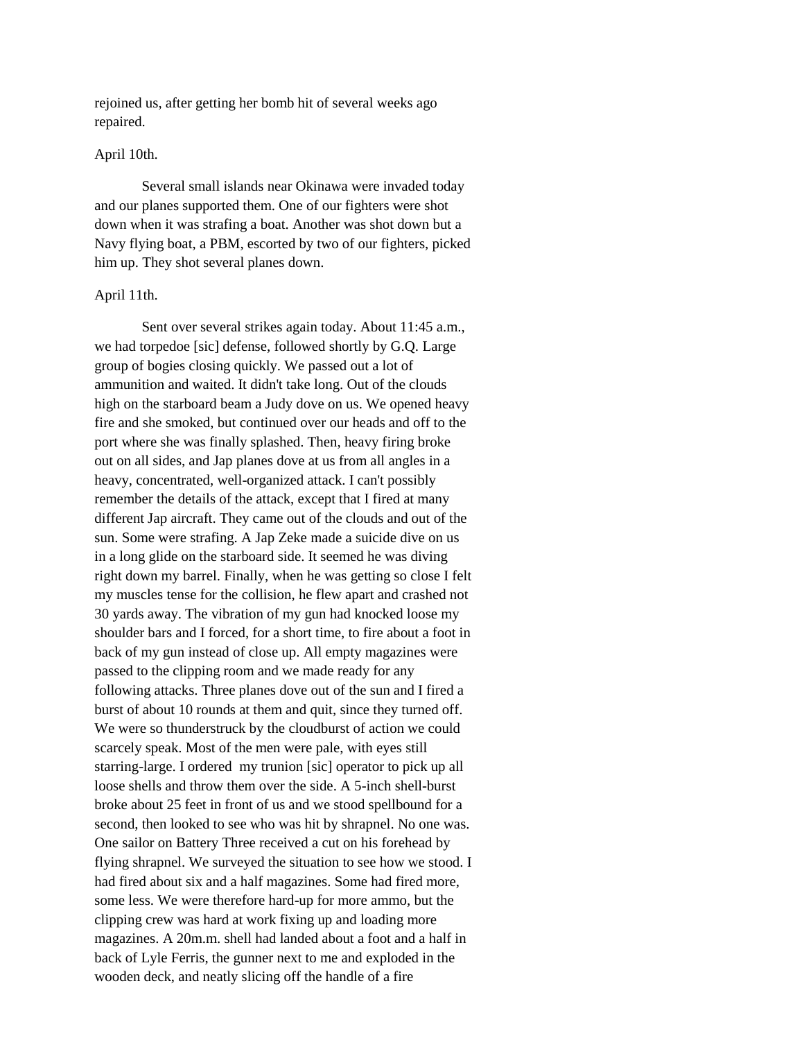rejoined us, after getting her bomb hit of several weeks ago repaired.

April 10th.

Several small islands near Okinawa were invaded today and our planes supported them. One of our fighters were shot down when it was strafing a boat. Another was shot down but a Navy flying boat, a PBM, escorted by two of our fighters, picked him up. They shot several planes down.

April 11th.

Sent over several strikes again today. About 11:45 a.m., we had torpedoe [sic] defense, followed shortly by G.Q. Large group of bogies closing quickly. We passed out a lot of ammunition and waited. It didn't take long. Out of the clouds high on the starboard beam a Judy dove on us. We opened heavy fire and she smoked, but continued over our heads and off to the port where she was finally splashed. Then, heavy firing broke out on all sides, and Jap planes dove at us from all angles in a heavy, concentrated, well-organized attack. I can't possibly remember the details of the attack, except that I fired at many different Jap aircraft. They came out of the clouds and out of the sun. Some were strafing. A Jap Zeke made a suicide dive on us in a long glide on the starboard side. It seemed he was diving right down my barrel. Finally, when he was getting so close I felt my muscles tense for the collision, he flew apart and crashed not 30 yards away. The vibration of my gun had knocked loose my shoulder bars and I forced, for a short time, to fire about a foot in back of my gun instead of close up. All empty magazines were passed to the clipping room and we made ready for any following attacks. Three planes dove out of the sun and I fired a burst of about 10 rounds at them and quit, since they turned off. We were so thunderstruck by the cloudburst of action we could scarcely speak. Most of the men were pale, with eyes still starring-large. I ordered my trunion [sic] operator to pick up all loose shells and throw them over the side. A 5-inch shell-burst broke about 25 feet in front of us and we stood spellbound for a second, then looked to see who was hit by shrapnel. No one was. One sailor on Battery Three received a cut on his forehead by flying shrapnel. We surveyed the situation to see how we stood. I had fired about six and a half magazines. Some had fired more, some less. We were therefore hard-up for more ammo, but the clipping crew was hard at work fixing up and loading more magazines. A 20m.m. shell had landed about a foot and a half in back of Lyle Ferris, the gunner next to me and exploded in the wooden deck, and neatly slicing off the handle of a fire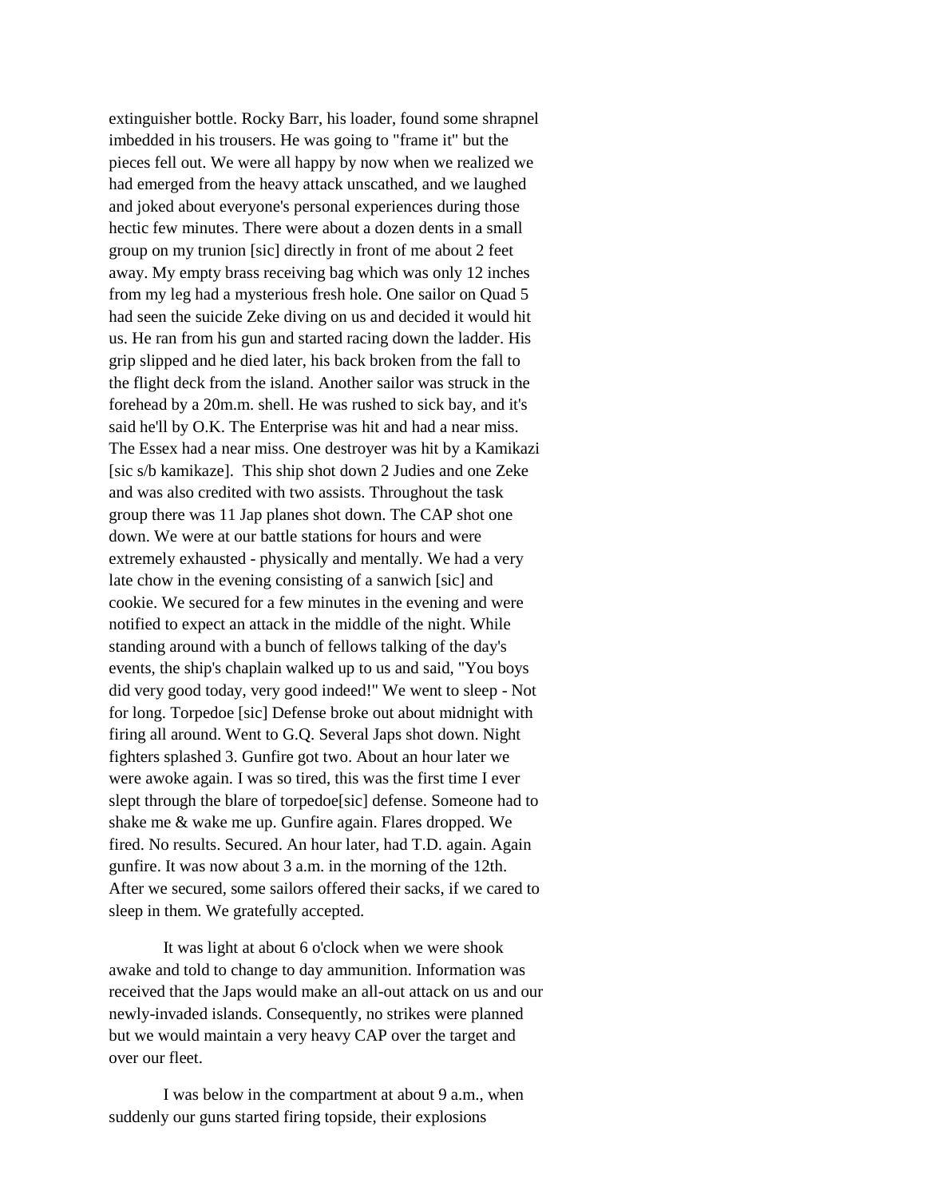extinguisher bottle. Rocky Barr, his loader, found some shrapnel imbedded in his trousers. He was going to "frame it" but the pieces fell out. We were all happy by now when we realized we had emerged from the heavy attack unscathed, and we laughed and joked about everyone's personal experiences during those hectic few minutes. There were about a dozen dents in a small group on my trunion [sic] directly in front of me about 2 feet away. My empty brass receiving bag which was only 12 inches from my leg had a mysterious fresh hole. One sailor on Quad 5 had seen the suicide Zeke diving on us and decided it would hit us. He ran from his gun and started racing down the ladder. His grip slipped and he died later, his back broken from the fall to the flight deck from the island. Another sailor was struck in the forehead by a 20m.m. shell. He was rushed to sick bay, and it's said he'll by O.K. The Enterprise was hit and had a near miss. The Essex had a near miss. One destroyer was hit by a Kamikazi [sic s/b kamikaze]. This ship shot down 2 Judies and one Zeke and was also credited with two assists. Throughout the task group there was 11 Jap planes shot down. The CAP shot one down. We were at our battle stations for hours and were extremely exhausted - physically and mentally. We had a very late chow in the evening consisting of a sanwich [sic] and cookie. We secured for a few minutes in the evening and were notified to expect an attack in the middle of the night. While standing around with a bunch of fellows talking of the day's events, the ship's chaplain walked up to us and said, "You boys did very good today, very good indeed!" We went to sleep - Not for long. Torpedoe [sic] Defense broke out about midnight with firing all around. Went to G.Q. Several Japs shot down. Night fighters splashed 3. Gunfire got two. About an hour later we were awoke again. I was so tired, this was the first time I ever slept through the blare of torpedoe[sic] defense. Someone had to shake me & wake me up. Gunfire again. Flares dropped. We fired. No results. Secured. An hour later, had T.D. again. Again gunfire. It was now about 3 a.m. in the morning of the 12th. After we secured, some sailors offered their sacks, if we cared to sleep in them. We gratefully accepted.

It was light at about 6 o'clock when we were shook awake and told to change to day ammunition. Information was received that the Japs would make an all-out attack on us and our newly-invaded islands. Consequently, no strikes were planned but we would maintain a very heavy CAP over the target and over our fleet.

I was below in the compartment at about 9 a.m., when suddenly our guns started firing topside, their explosions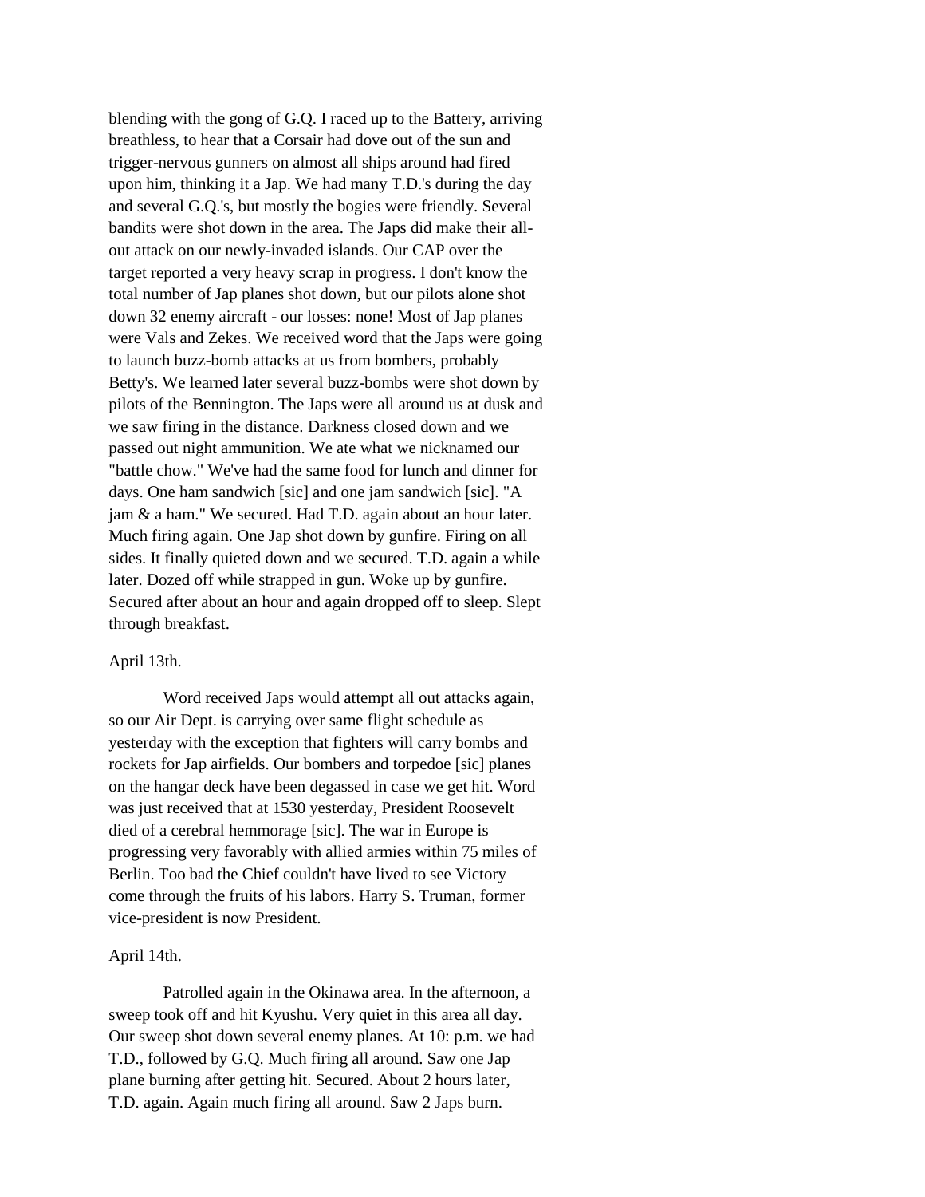blending with the gong of G.Q. I raced up to the Battery, arriving breathless, to hear that a Corsair had dove out of the sun and trigger-nervous gunners on almost all ships around had fired upon him, thinking it a Jap. We had many T.D.'s during the day and several G.Q.'s, but mostly the bogies were friendly. Several bandits were shot down in the area. The Japs did make their all-out attack on our newly-invaded islands. Our CAP over the target reported a very heavy scrap in progress. I don't know the total number of Jap planes shot down, but our pilots alone shot down 32 enemy aircraft - our losses: none! Most of Jap planes were Vals and Zekes. We received word that the Japs were going to launch buzz-bomb attacks at us from bombers, probably Betty's. We learned later several buzz-bombs were shot down by pilots of the Bennington. The Japs were all around us at dusk and we saw firing in the distance. Darkness closed down and we passed out night ammunition. We ate what we nicknamed our "battle chow." We've had the same food for lunch and dinner for days. One ham sandwich [sic] and one jam sandwich [sic]. "A jam & a ham." We secured. Had T.D. again about an hour later. Much firing again. One Jap shot down by gunfire. Firing on all sides. It finally quieted down and we secured. T.D. again a while later. Dozed off while strapped in gun. Woke up by gunfire. Secured after about an hour and again dropped off to sleep. Slept through breakfast.

April 13th.

Word received Japs would attempt all out attacks again, so our Air Dept. is carrying over same flight schedule as yesterday with the exception that fighters will carry bombs and rockets for Jap airfields. Our bombers and torpedoe [sic] planes on the hangar deck have been degassed in case we get hit. Word was just received that at 1530 yesterday, President Roosevelt died of a cerebral hemmorage [sic]. The war in Europe is progressing very favorably with allied armies within 75 miles of Berlin. Too bad the Chief couldn't have lived to see Victory come through the fruits of his labors. Harry S. Truman, former vice-president is now President.

April 14th.

Patrolled again in the Okinawa area. In the afternoon, a sweep took off and hit Kyushu. Very quiet in this area all day. Our sweep shot down several enemy planes. At 10: p.m. we had T.D., followed by G.Q. Much firing all around. Saw one Jap plane burning after getting hit. Secured. About 2 hours later, T.D. again. Again much firing all around. Saw 2 Japs burn.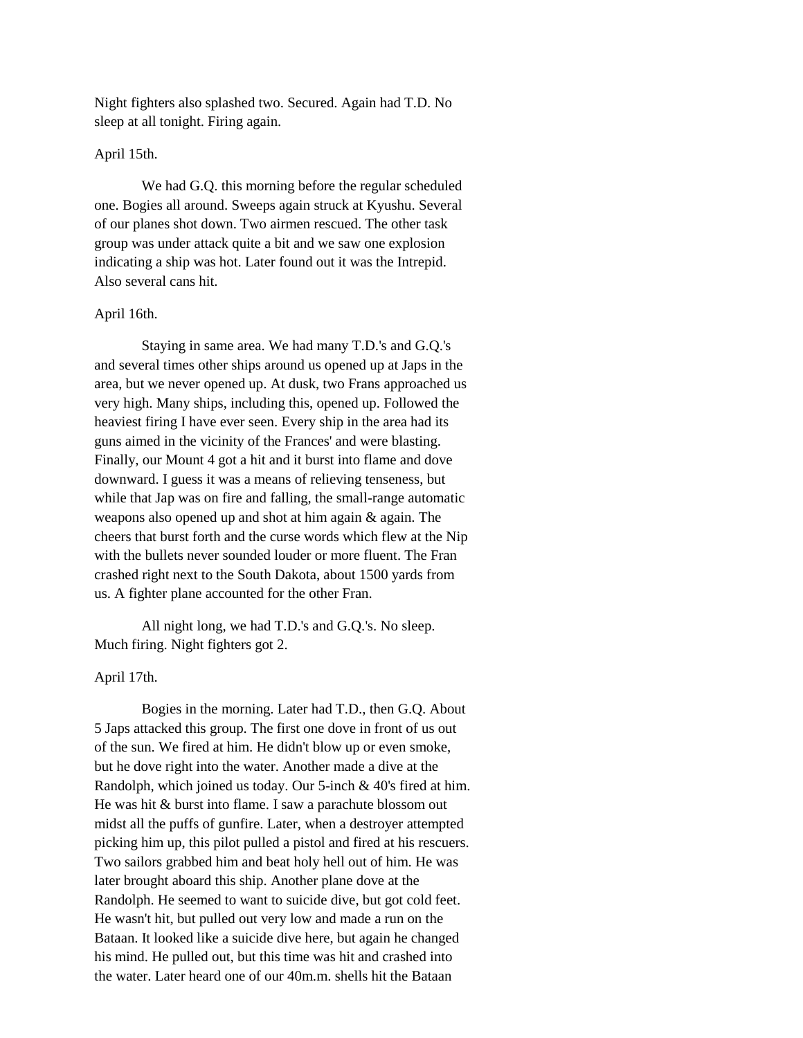Night fighters also splashed two. Secured. Again had T.D. No sleep at all tonight. Firing again.

April 15th.

We had G.Q. this morning before the regular scheduled one. Bogies all around. Sweeps again struck at Kyushu. Several of our planes shot down. Two airmen rescued. The other task group was under attack quite a bit and we saw one explosion indicating a ship was hot. Later found out it was the Intrepid. Also several cans hit.

April 16th.

Staying in same area. We had many T.D.'s and G.Q.'s and several times other ships around us opened up at Japs in the area, but we never opened up. At dusk, two Frans approached us very high. Many ships, including this, opened up. Followed the heaviest firing I have ever seen. Every ship in the area had its guns aimed in the vicinity of the Frances' and were blasting. Finally, our Mount 4 got a hit and it burst into flame and dove downward. I guess it was a means of relieving tenseness, but while that Jap was on fire and falling, the small-range automatic weapons also opened up and shot at him again & again. The cheers that burst forth and the curse words which flew at the Nip with the bullets never sounded louder or more fluent. The Fran crashed right next to the South Dakota, about 1500 yards from us. A fighter plane accounted for the other Fran.

All night long, we had T.D.'s and G.Q.'s. No sleep. Much firing. Night fighters got 2.

April 17th.

Bogies in the morning. Later had T.D., then G.Q. About 5 Japs attacked this group. The first one dove in front of us out of the sun. We fired at him. He didn't blow up or even smoke, but he dove right into the water. Another made a dive at the Randolph, which joined us today. Our 5-inch & 40's fired at him. He was hit & burst into flame. I saw a parachute blossom out midst all the puffs of gunfire. Later, when a destroyer attempted picking him up, this pilot pulled a pistol and fired at his rescuers. Two sailors grabbed him and beat holy hell out of him. He was later brought aboard this ship. Another plane dove at the Randolph. He seemed to want to suicide dive, but got cold feet. He wasn't hit, but pulled out very low and made a run on the Bataan. It looked like a suicide dive here, but again he changed his mind. He pulled out, but this time was hit and crashed into the water. Later heard one of our 40m.m. shells hit the Bataan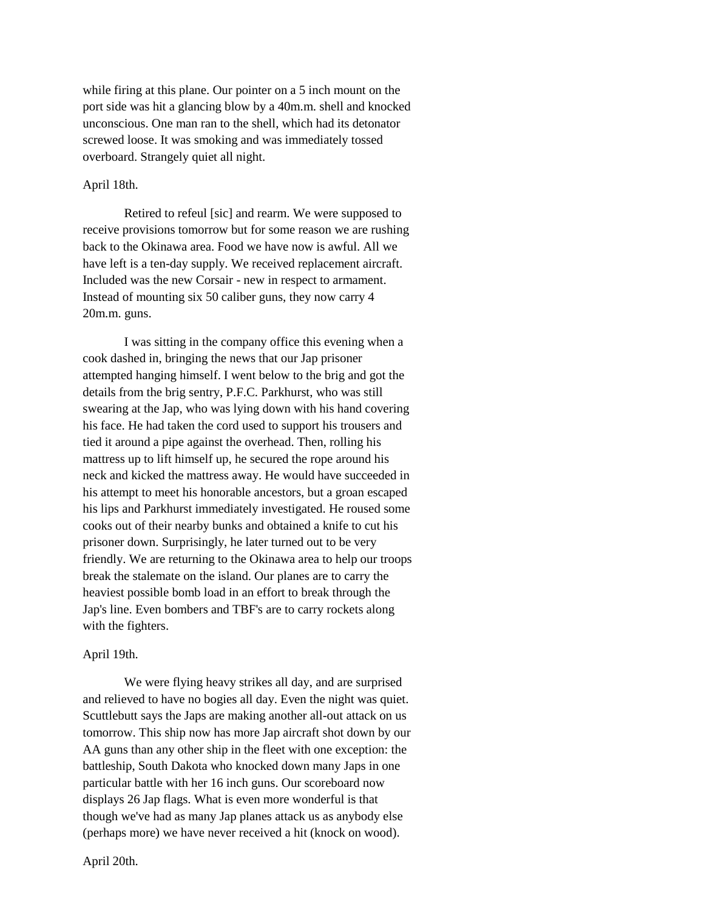while firing at this plane. Our pointer on a 5 inch mount on the port side was hit a glancing blow by a 40m.m. shell and knocked unconscious. One man ran to the shell, which had its detonator screwed loose. It was smoking and was immediately tossed overboard. Strangely quiet all night.

April 18th.

Retired to refeul [sic] and rearm. We were supposed to receive provisions tomorrow but for some reason we are rushing back to the Okinawa area. Food we have now is awful. All we have left is a ten-day supply. We received replacement aircraft. Included was the new Corsair - new in respect to armament. Instead of mounting six 50 caliber guns, they now carry 4 20m.m. guns.

I was sitting in the company office this evening when a cook dashed in, bringing the news that our Jap prisoner attempted hanging himself. I went below to the brig and got the details from the brig sentry, P.F.C. Parkhurst, who was still swearing at the Jap, who was lying down with his hand covering his face. He had taken the cord used to support his trousers and tied it around a pipe against the overhead. Then, rolling his mattress up to lift himself up, he secured the rope around his neck and kicked the mattress away. He would have succeeded in his attempt to meet his honorable ancestors, but a groan escaped his lips and Parkhurst immediately investigated. He roused some cooks out of their nearby bunks and obtained a knife to cut his prisoner down. Surprisingly, he later turned out to be very friendly. We are returning to the Okinawa area to help our troops break the stalemate on the island. Our planes are to carry the heaviest possible bomb load in an effort to break through the Jap's line. Even bombers and TBF's are to carry rockets along with the fighters.

April 19th.

We were flying heavy strikes all day, and are surprised and relieved to have no bogies all day. Even the night was quiet. Scuttlebutt says the Japs are making another all-out attack on us tomorrow. This ship now has more Jap aircraft shot down by our AA guns than any other ship in the fleet with one exception: the battleship, South Dakota who knocked down many Japs in one particular battle with her 16 inch guns. Our scoreboard now displays 26 Jap flags. What is even more wonderful is that though we've had as many Jap planes attack us as anybody else (perhaps more) we have never received a hit (knock on wood).

April 20th.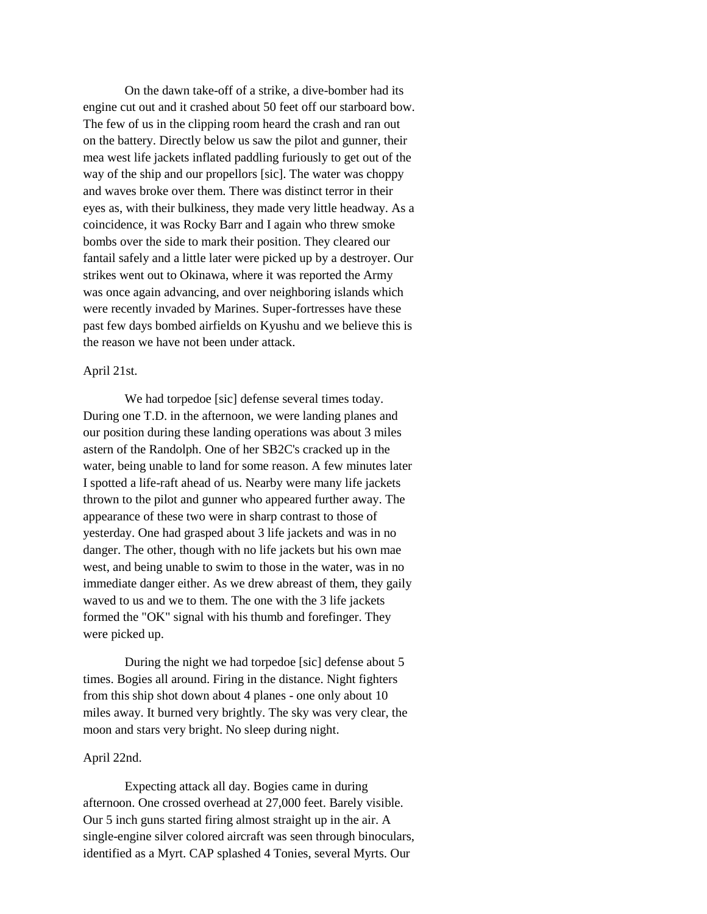On the dawn take-off of a strike, a dive-bomber had its engine cut out and it crashed about 50 feet off our starboard bow. The few of us in the clipping room heard the crash and ran out on the battery. Directly below us saw the pilot and gunner, their mea west life jackets inflated paddling furiously to get out of the way of the ship and our propellors [sic]. The water was choppy and waves broke over them. There was distinct terror in their eyes as, with their bulkiness, they made very little headway. As a coincidence, it was Rocky Barr and I again who threw smoke bombs over the side to mark their position. They cleared our fantail safely and a little later were picked up by a destroyer. Our strikes went out to Okinawa, where it was reported the Army was once again advancing, and over neighboring islands which were recently invaded by Marines. Super-fortresses have these past few days bombed airfields on Kyushu and we believe this is the reason we have not been under attack.

April 21st.

We had torpedoe [sic] defense several times today. During one T.D. in the afternoon, we were landing planes and our position during these landing operations was about 3 miles astern of the Randolph. One of her SB2C's cracked up in the water, being unable to land for some reason. A few minutes later I spotted a life-raft ahead of us. Nearby were many life jackets thrown to the pilot and gunner who appeared further away. The appearance of these two were in sharp contrast to those of yesterday. One had grasped about 3 life jackets and was in no danger. The other, though with no life jackets but his own mae west, and being unable to swim to those in the water, was in no immediate danger either. As we drew abreast of them, they gaily waved to us and we to them. The one with the 3 life jackets formed the "OK" signal with his thumb and forefinger. They were picked up.

During the night we had torpedoe [sic] defense about 5 times. Bogies all around. Firing in the distance. Night fighters from this ship shot down about 4 planes - one only about 10 miles away. It burned very brightly. The sky was very clear, the moon and stars very bright. No sleep during night.

April 22nd.

Expecting attack all day. Bogies came in during afternoon. One crossed overhead at 27,000 feet. Barely visible. Our 5 inch guns started firing almost straight up in the air. A single-engine silver colored aircraft was seen through binoculars, identified as a Myrt. CAP splashed 4 Tonies, several Myrts. Our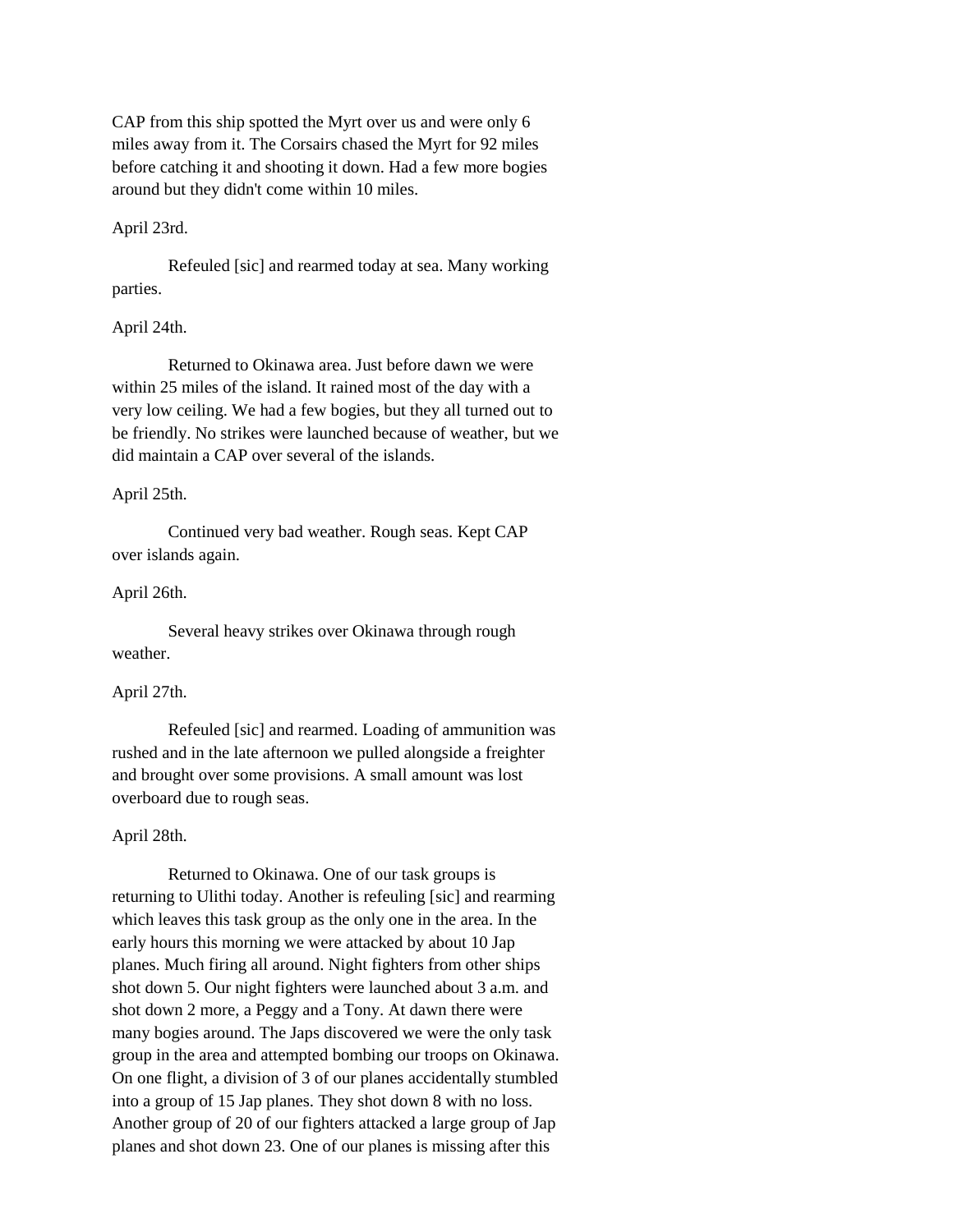CAP from this ship spotted the Myrt over us and were only 6 miles away from it. The Corsairs chased the Myrt for 92 miles before catching it and shooting it down. Had a few more bogies around but they didn't come within 10 miles.

April 23rd.

Refeuled [sic] and rearmed today at sea. Many working parties.

April 24th.

Returned to Okinawa area. Just before dawn we were within 25 miles of the island. It rained most of the day with a very low ceiling. We had a few bogies, but they all turned out to be friendly. No strikes were launched because of weather, but we did maintain a CAP over several of the islands.

April 25th.

Continued very bad weather. Rough seas. Kept CAP over islands again.

April 26th.

Several heavy strikes over Okinawa through rough weather.

April 27th.

Refeuled [sic] and rearmed. Loading of ammunition was rushed and in the late afternoon we pulled alongside a freighter and brought over some provisions. A small amount was lost overboard due to rough seas.

April 28th.

Returned to Okinawa. One of our task groups is returning to Ulithi today. Another is refeuling [sic] and rearming which leaves this task group as the only one in the area. In the early hours this morning we were attacked by about 10 Jap planes. Much firing all around. Night fighters from other ships shot down 5. Our night fighters were launched about 3 a.m. and shot down 2 more, a Peggy and a Tony. At dawn there were many bogies around. The Japs discovered we were the only task group in the area and attempted bombing our troops on Okinawa. On one flight, a division of 3 of our planes accidentally stumbled into a group of 15 Jap planes. They shot down 8 with no loss. Another group of 20 of our fighters attacked a large group of Jap planes and shot down 23. One of our planes is missing after this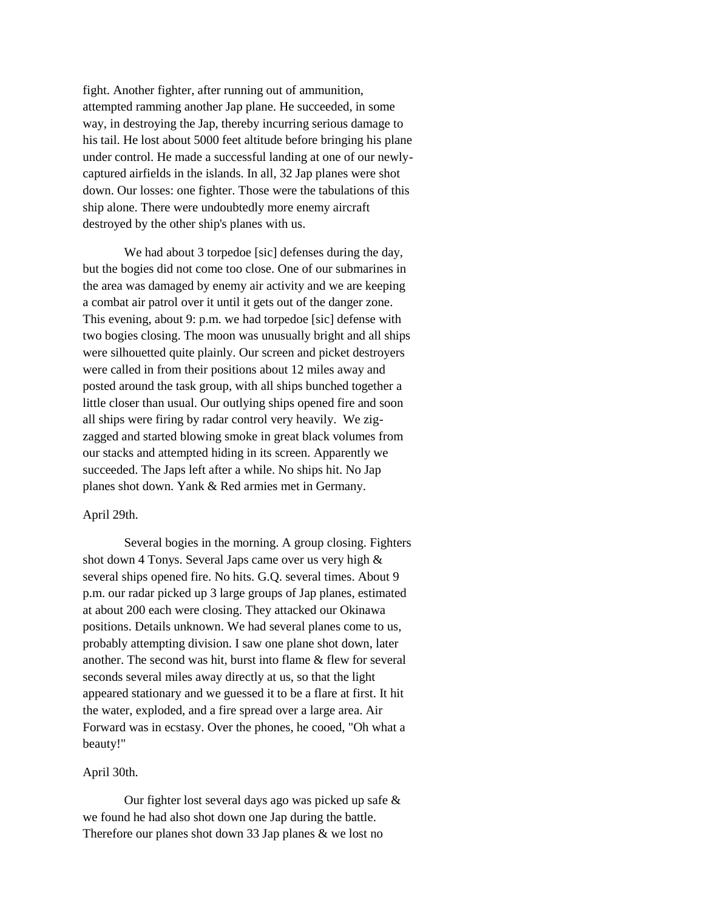fight. Another fighter, after running out of ammunition, attempted ramming another Jap plane. He succeeded, in some way, in destroying the Jap, thereby incurring serious damage to his tail. He lost about 5000 feet altitude before bringing his plane under control. He made a successful landing at one of our newly-captured airfields in the islands. In all, 32 Jap planes were shot down. Our losses: one fighter. Those were the tabulations of this ship alone. There were undoubtedly more enemy aircraft destroyed by the other ship's planes with us.

We had about 3 torpedoe [sic] defenses during the day, but the bogies did not come too close. One of our submarines in the area was damaged by enemy air activity and we are keeping a combat air patrol over it until it gets out of the danger zone. This evening, about 9: p.m. we had torpedoe [sic] defense with two bogies closing. The moon was unusually bright and all ships were silhouetted quite plainly. Our screen and picket destroyers were called in from their positions about 12 miles away and posted around the task group, with all ships bunched together a little closer than usual. Our outlying ships opened fire and soon all ships were firing by radar control very heavily. We zig-zagged and started blowing smoke in great black volumes from our stacks and attempted hiding in its screen. Apparently we succeeded. The Japs left after a while. No ships hit. No Jap planes shot down. Yank & Red armies met in Germany.

April 29th.

Several bogies in the morning. A group closing. Fighters shot down 4 Tonys. Several Japs came over us very high & several ships opened fire. No hits. G.Q. several times. About 9 p.m. our radar picked up 3 large groups of Jap planes, estimated at about 200 each were closing. They attacked our Okinawa positions. Details unknown. We had several planes come to us, probably attempting division. I saw one plane shot down, later another. The second was hit, burst into flame & flew for several seconds several miles away directly at us, so that the light appeared stationary and we guessed it to be a flare at first. It hit the water, exploded, and a fire spread over a large area. Air Forward was in ecstasy. Over the phones, he cooed, "Oh what a beauty!"

April 30th.

Our fighter lost several days ago was picked up safe & we found he had also shot down one Jap during the battle. Therefore our planes shot down 33 Jap planes & we lost no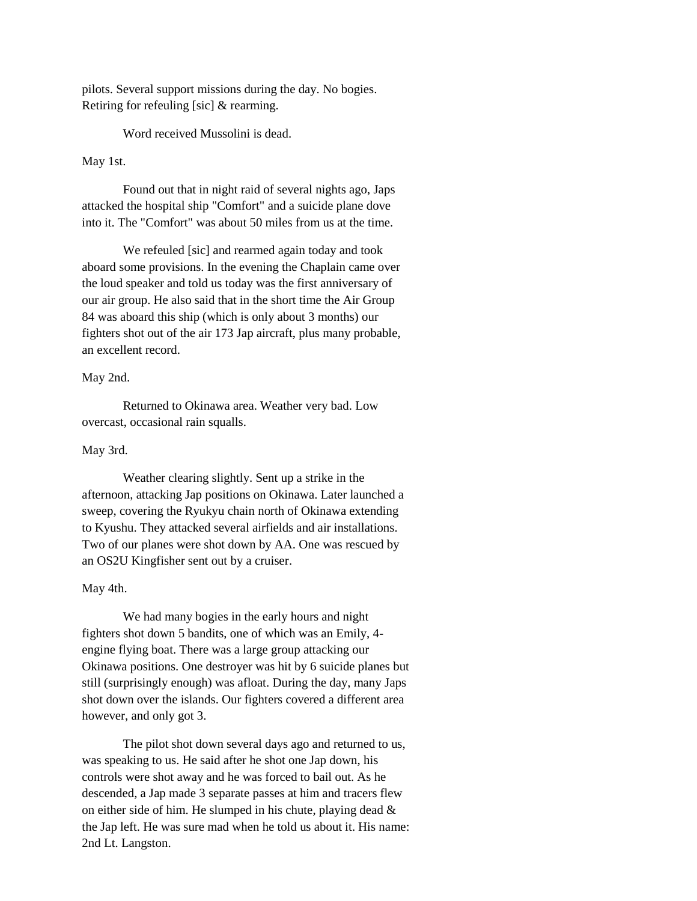pilots. Several support missions during the day. No bogies. Retiring for refeuling [sic] & rearming.

Word received Mussolini is dead.

May 1st.

Found out that in night raid of several nights ago, Japs attacked the hospital ship "Comfort" and a suicide plane dove into it. The "Comfort" was about 50 miles from us at the time.

We refeuled [sic] and rearmed again today and took aboard some provisions. In the evening the Chaplain came over the loud speaker and told us today was the first anniversary of our air group. He also said that in the short time the Air Group 84 was aboard this ship (which is only about 3 months) our fighters shot out of the air 173 Jap aircraft, plus many probable, an excellent record.

May 2nd.

Returned to Okinawa area. Weather very bad. Low overcast, occasional rain squalls.

May 3rd.

Weather clearing slightly. Sent up a strike in the afternoon, attacking Jap positions on Okinawa. Later launched a sweep, covering the Ryukyu chain north of Okinawa extending to Kyushu. They attacked several airfields and air installations. Two of our planes were shot down by AA. One was rescued by an OS2U Kingfisher sent out by a cruiser.

May 4th.

We had many bogies in the early hours and night fighters shot down 5 bandits, one of which was an Emily, 4-engine flying boat. There was a large group attacking our Okinawa positions. One destroyer was hit by 6 suicide planes but still (surprisingly enough) was afloat. During the day, many Japs shot down over the islands. Our fighters covered a different area however, and only got 3.

The pilot shot down several days ago and returned to us, was speaking to us. He said after he shot one Jap down, his controls were shot away and he was forced to bail out. As he descended, a Jap made 3 separate passes at him and tracers flew on either side of him. He slumped in his chute, playing dead & the Jap left. He was sure mad when he told us about it. His name: 2nd Lt. Langston.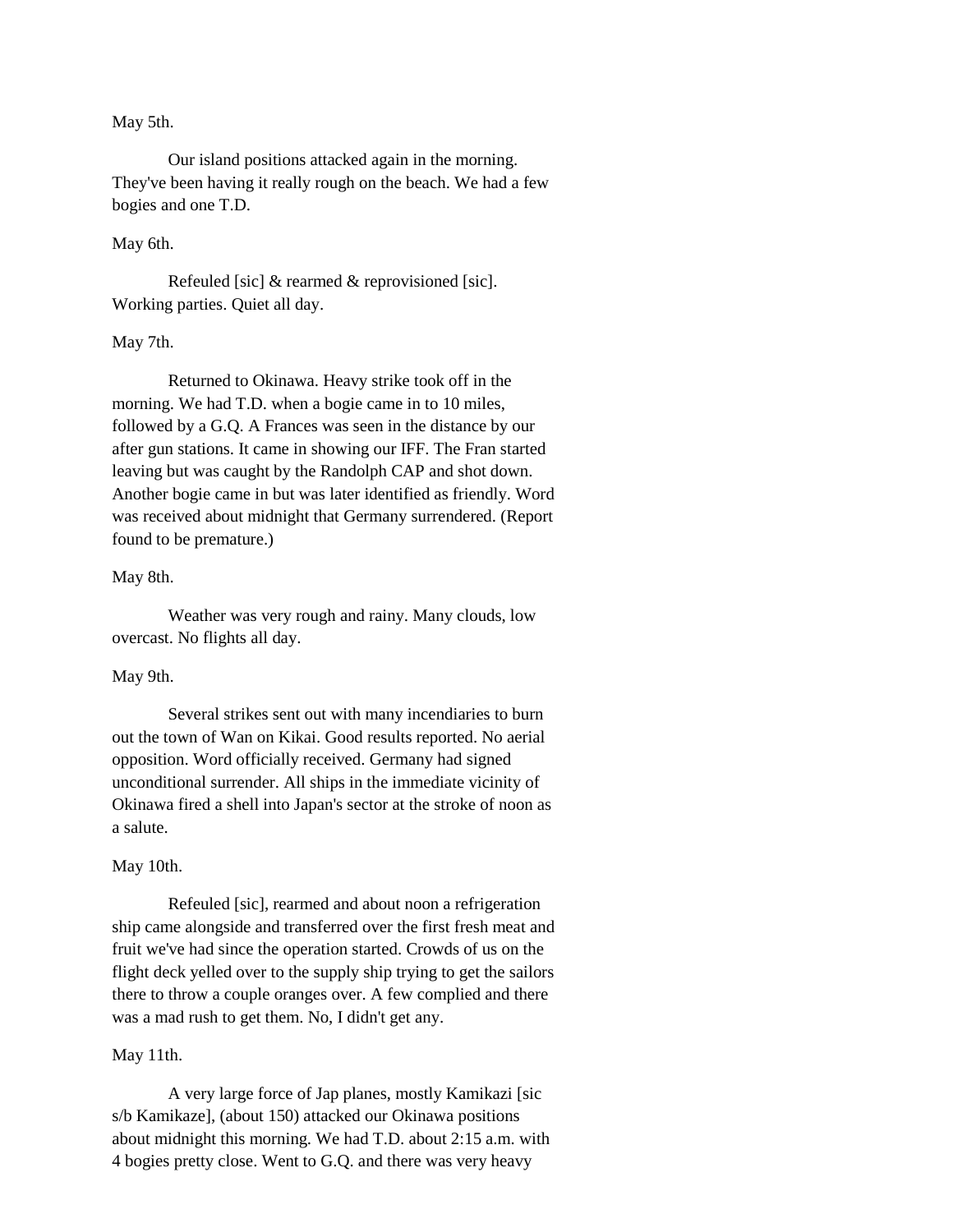May 5th.

Our island positions attacked again in the morning. They've been having it really rough on the beach. We had a few bogies and one T.D.

May 6th.

Refeuled [sic] & rearmed & reprovisioned [sic]. Working parties. Quiet all day.

May 7th.

Returned to Okinawa. Heavy strike took off in the morning. We had T.D. when a bogie came in to 10 miles, followed by a G.Q. A Frances was seen in the distance by our after gun stations. It came in showing our IFF. The Fran started leaving but was caught by the Randolph CAP and shot down. Another bogie came in but was later identified as friendly. Word was received about midnight that Germany surrendered. (Report found to be premature.)

May 8th.

Weather was very rough and rainy. Many clouds, low overcast. No flights all day.

May 9th.

Several strikes sent out with many incendiaries to burn out the town of Wan on Kikai. Good results reported. No aerial opposition. Word officially received. Germany had signed unconditional surrender. All ships in the immediate vicinity of Okinawa fired a shell into Japan's sector at the stroke of noon as a salute.

May 10th.

Refeuled [sic], rearmed and about noon a refrigeration ship came alongside and transferred over the first fresh meat and fruit we've had since the operation started. Crowds of us on the flight deck yelled over to the supply ship trying to get the sailors there to throw a couple oranges over. A few complied and there was a mad rush to get them. No, I didn't get any.

May 11th.

A very large force of Jap planes, mostly Kamikazi [sic s/b Kamikaze], (about 150) attacked our Okinawa positions about midnight this morning. We had T.D. about 2:15 a.m. with 4 bogies pretty close. Went to G.Q. and there was very heavy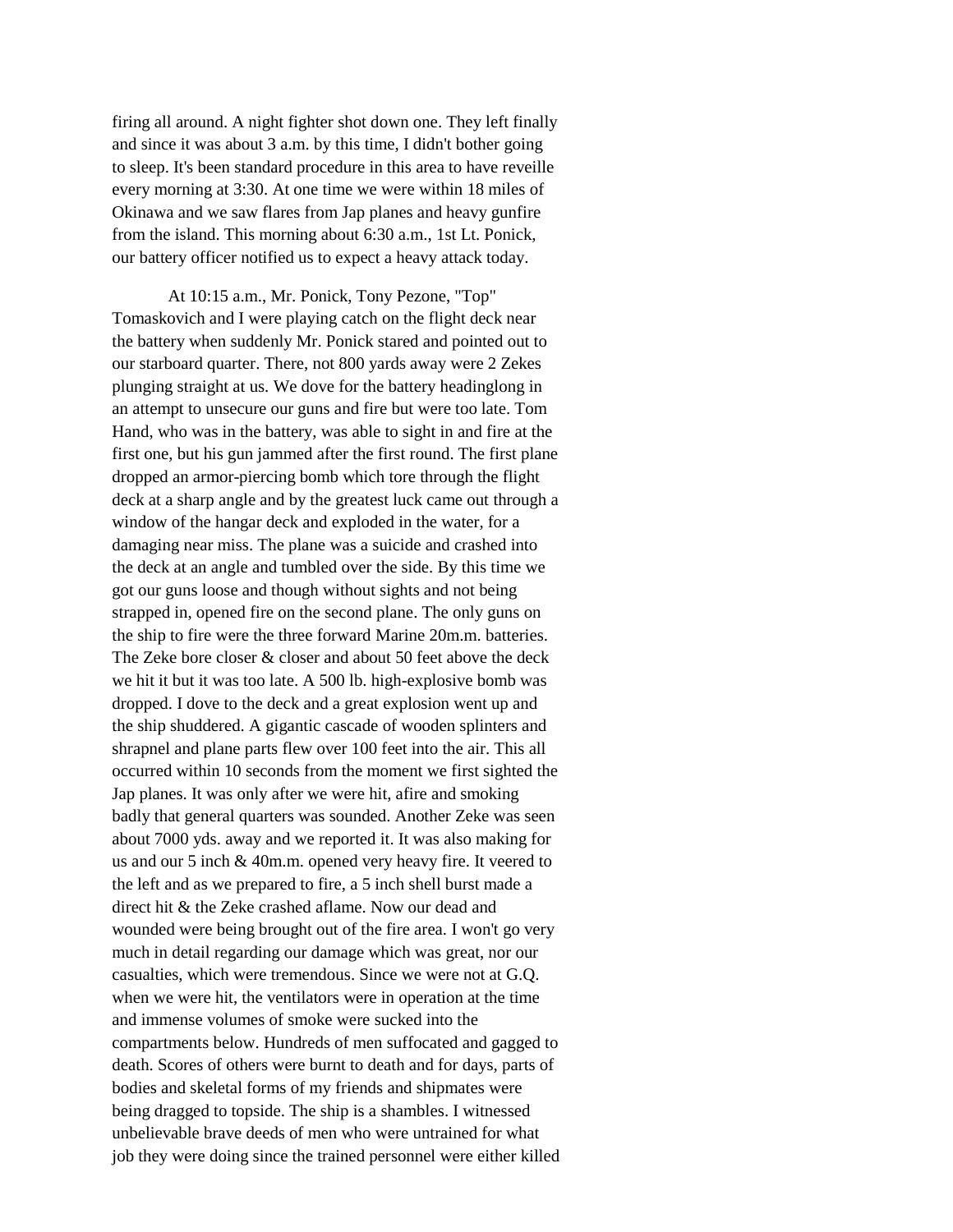firing all around. A night fighter shot down one. They left finally and since it was about 3 a.m. by this time, I didn't bother going to sleep. It's been standard procedure in this area to have reveille every morning at 3:30. At one time we were within 18 miles of Okinawa and we saw flares from Jap planes and heavy gunfire from the island. This morning about 6:30 a.m., 1st Lt. Ponick, our battery officer notified us to expect a heavy attack today.

At 10:15 a.m., Mr. Ponick, Tony Pezone, "Top" Tomaskovich and I were playing catch on the flight deck near the battery when suddenly Mr. Ponick stared and pointed out to our starboard quarter. There, not 800 yards away were 2 Zekes plunging straight at us. We dove for the battery headinglong in an attempt to unsecure our guns and fire but were too late. Tom Hand, who was in the battery, was able to sight in and fire at the first one, but his gun jammed after the first round. The first plane dropped an armor-piercing bomb which tore through the flight deck at a sharp angle and by the greatest luck came out through a window of the hangar deck and exploded in the water, for a damaging near miss. The plane was a suicide and crashed into the deck at an angle and tumbled over the side. By this time we got our guns loose and though without sights and not being strapped in, opened fire on the second plane. The only guns on the ship to fire were the three forward Marine 20m.m. batteries. The Zeke bore closer & closer and about 50 feet above the deck we hit it but it was too late. A 500 lb. high-explosive bomb was dropped. I dove to the deck and a great explosion went up and the ship shuddered. A gigantic cascade of wooden splinters and shrapnel and plane parts flew over 100 feet into the air. This all occurred within 10 seconds from the moment we first sighted the Jap planes. It was only after we were hit, afire and smoking badly that general quarters was sounded. Another Zeke was seen about 7000 yds. away and we reported it. It was also making for us and our 5 inch & 40m.m. opened very heavy fire. It veered to the left and as we prepared to fire, a 5 inch shell burst made a direct hit & the Zeke crashed aflame. Now our dead and wounded were being brought out of the fire area. I won't go very much in detail regarding our damage which was great, nor our casualties, which were tremendous. Since we were not at G.Q. when we were hit, the ventilators were in operation at the time and immense volumes of smoke were sucked into the compartments below. Hundreds of men suffocated and gagged to death. Scores of others were burnt to death and for days, parts of bodies and skeletal forms of my friends and shipmates were being dragged to topside. The ship is a shambles. I witnessed unbelievable brave deeds of men who were untrained for what job they were doing since the trained personnel were either killed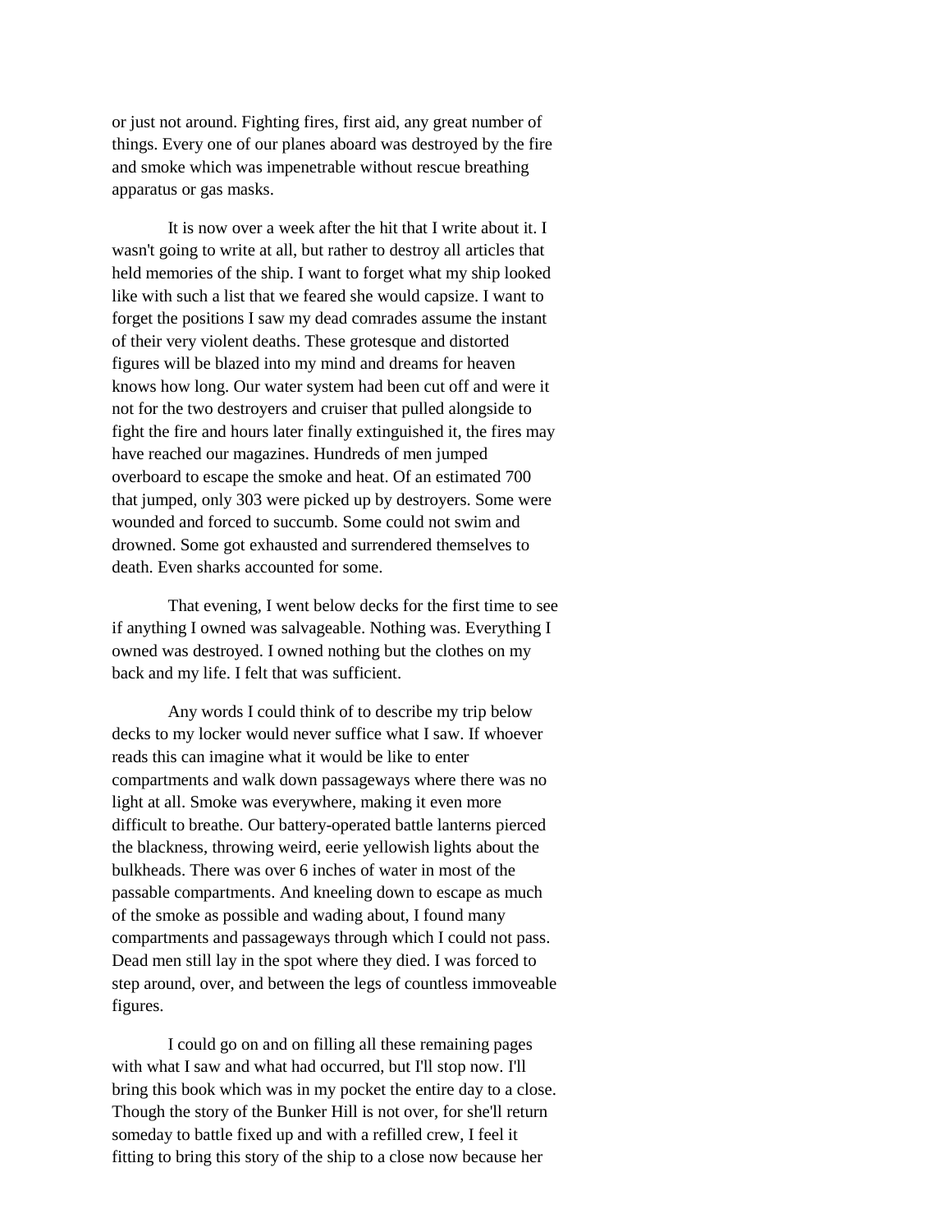or just not around. Fighting fires, first aid, any great number of things. Every one of our planes aboard was destroyed by the fire and smoke which was impenetrable without rescue breathing apparatus or gas masks.

It is now over a week after the hit that I write about it. I wasn't going to write at all, but rather to destroy all articles that held memories of the ship. I want to forget what my ship looked like with such a list that we feared she would capsize. I want to forget the positions I saw my dead comrades assume the instant of their very violent deaths. These grotesque and distorted figures will be blazed into my mind and dreams for heaven knows how long. Our water system had been cut off and were it not for the two destroyers and cruiser that pulled alongside to fight the fire and hours later finally extinguished it, the fires may have reached our magazines. Hundreds of men jumped overboard to escape the smoke and heat. Of an estimated 700 that jumped, only 303 were picked up by destroyers. Some were wounded and forced to succumb. Some could not swim and drowned. Some got exhausted and surrendered themselves to death. Even sharks accounted for some.

That evening, I went below decks for the first time to see if anything I owned was salvageable. Nothing was. Everything I owned was destroyed. I owned nothing but the clothes on my back and my life. I felt that was sufficient.

Any words I could think of to describe my trip below decks to my locker would never suffice what I saw. If whoever reads this can imagine what it would be like to enter compartments and walk down passageways where there was no light at all. Smoke was everywhere, making it even more difficult to breathe. Our battery-operated battle lanterns pierced the blackness, throwing weird, eerie yellowish lights about the bulkheads. There was over 6 inches of water in most of the passable compartments. And kneeling down to escape as much of the smoke as possible and wading about, I found many compartments and passageways through which I could not pass. Dead men still lay in the spot where they died. I was forced to step around, over, and between the legs of countless immoveable figures.

I could go on and on filling all these remaining pages with what I saw and what had occurred, but I'll stop now. I'll bring this book which was in my pocket the entire day to a close. Though the story of the Bunker Hill is not over, for she'll return someday to battle fixed up and with a refilled crew, I feel it fitting to bring this story of the ship to a close now because her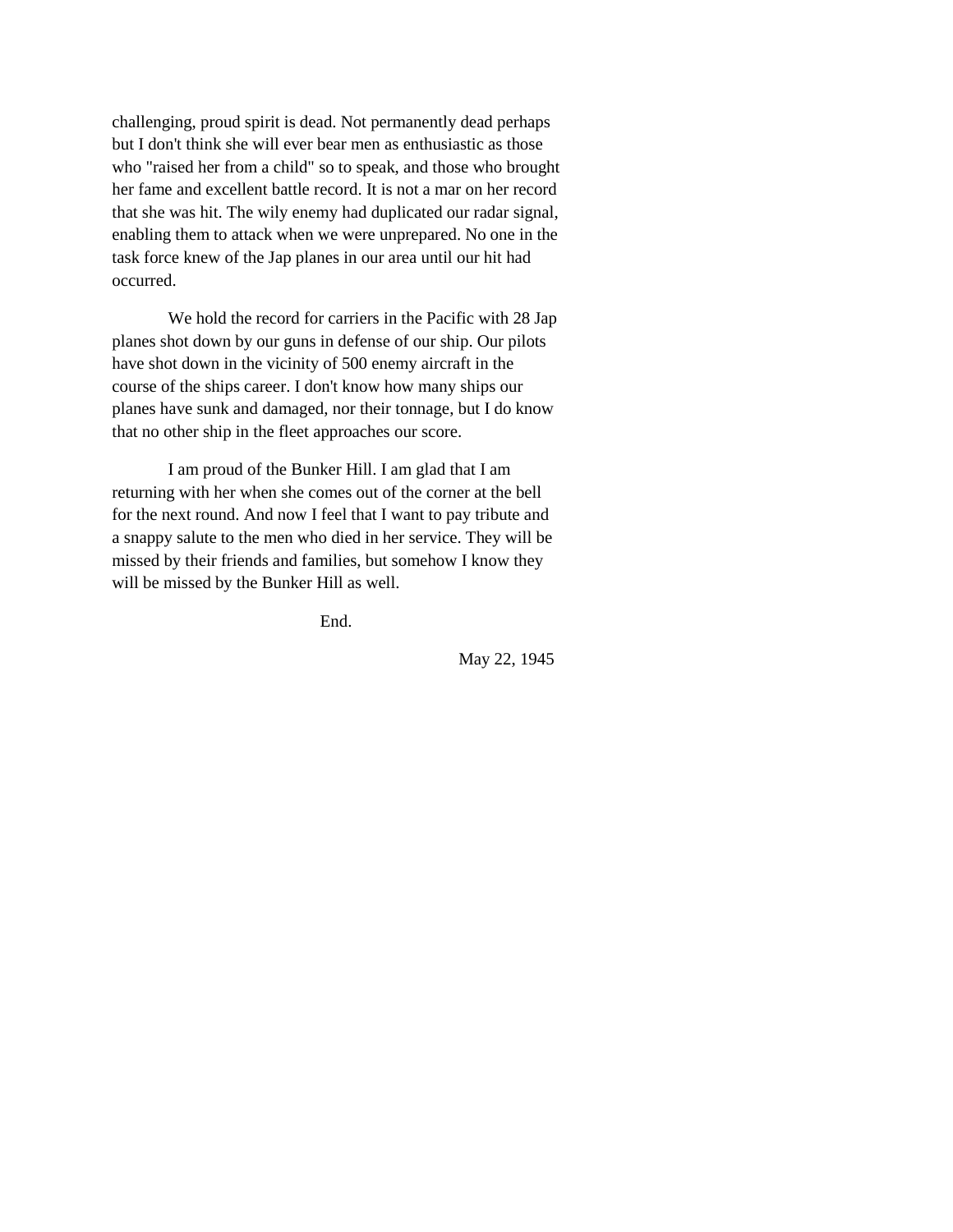challenging, proud spirit is dead. Not permanently dead perhaps but I don't think she will ever bear men as enthusiastic as those who "raised her from a child" so to speak, and those who brought her fame and excellent battle record. It is not a mar on her record that she was hit. The wily enemy had duplicated our radar signal, enabling them to attack when we were unprepared. No one in the task force knew of the Jap planes in our area until our hit had occurred.

We hold the record for carriers in the Pacific with 28 Jap planes shot down by our guns in defense of our ship. Our pilots have shot down in the vicinity of 500 enemy aircraft in the course of the ships career. I don't know how many ships our planes have sunk and damaged, nor their tonnage, but I do know that no other ship in the fleet approaches our score.

I am proud of the Bunker Hill. I am glad that I am returning with her when she comes out of the corner at the bell for the next round. And now I feel that I want to pay tribute and a snappy salute to the men who died in her service. They will be missed by their friends and families, but somehow I know they will be missed by the Bunker Hill as well.

End.

May 22, 1945